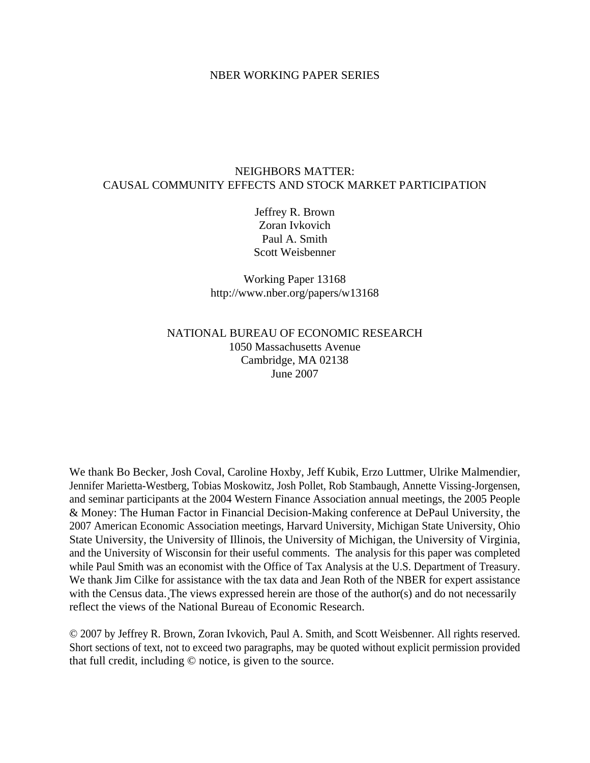NBER WORKING PAPER SERIES

# NEIGHBORS MATTER: CAUSAL COMMUNITY EFFECTS AND STOCK MARKET PARTICIPATION

Jeffrey R. Brown
Zoran Ivkovich
Paul A. Smith
Scott Weisbenner

Working Paper 13168
http://www.nber.org/papers/w13168

NATIONAL BUREAU OF ECONOMIC RESEARCH
1050 Massachusetts Avenue
Cambridge, MA 02138
June 2007

We thank Bo Becker, Josh Coval, Caroline Hoxby, Jeff Kubik, Erzo Luttmer, Ulrike Malmendier, Jennifer Marietta-Westberg, Tobias Moskowitz, Josh Pollet, Rob Stambaugh, Annette Vissing-Jorgensen, and seminar participants at the 2004 Western Finance Association annual meetings, the 2005 People & Money: The Human Factor in Financial Decision-Making conference at DePaul University, the 2007 American Economic Association meetings, Harvard University, Michigan State University, Ohio State University, the University of Illinois, the University of Michigan, the University of Virginia, and the University of Wisconsin for their useful comments. The analysis for this paper was completed while Paul Smith was an economist with the Office of Tax Analysis at the U.S. Department of Treasury. We thank Jim Cilke for assistance with the tax data and Jean Roth of the NBER for expert assistance with the Census data. The views expressed herein are those of the author(s) and do not necessarily reflect the views of the National Bureau of Economic Research.

© 2007 by Jeffrey R. Brown, Zoran Ivkovich, Paul A. Smith, and Scott Weisbenner. All rights reserved. Short sections of text, not to exceed two paragraphs, may be quoted without explicit permission provided that full credit, including © notice, is given to the source.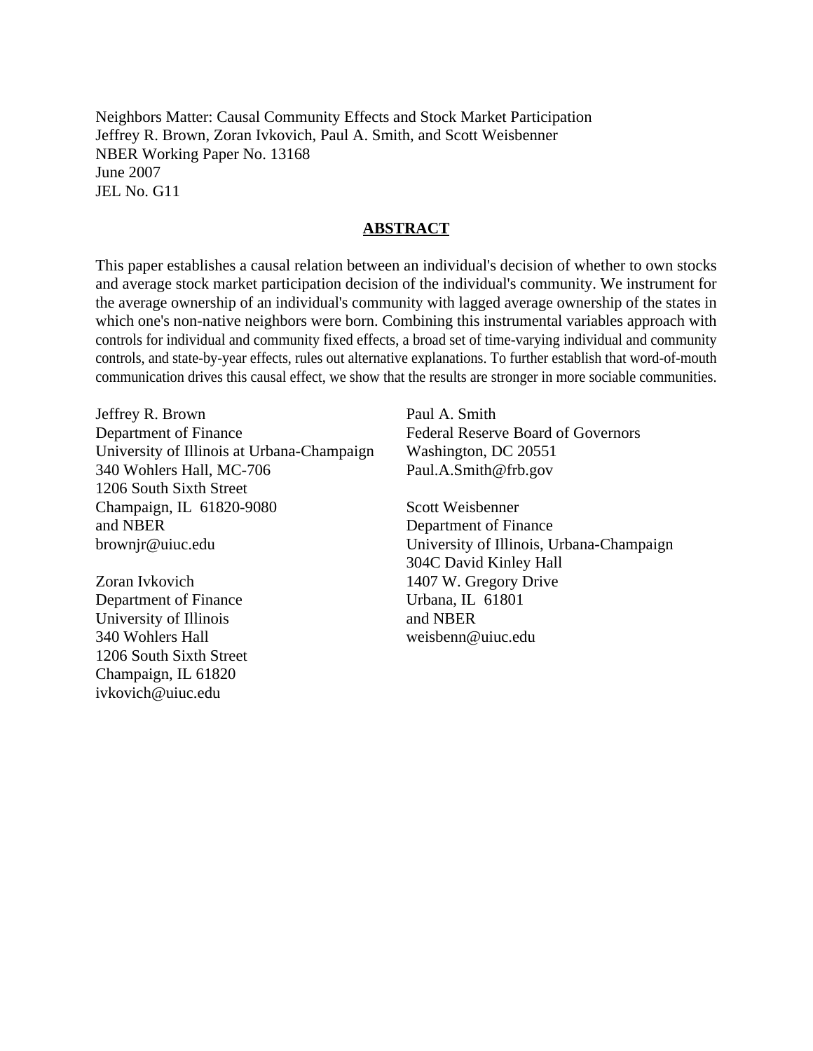Neighbors Matter: Causal Community Effects and Stock Market Participation
Jeffrey R. Brown, Zoran Ivkovich, Paul A. Smith, and Scott Weisbenner
NBER Working Paper No. 13168
June 2007
JEL No. G11

## ABSTRACT

This paper establishes a causal relation between an individual's decision of whether to own stocks and average stock market participation decision of the individual's community. We instrument for the average ownership of an individual's community with lagged average ownership of the states in which one's non-native neighbors were born. Combining this instrumental variables approach with controls for individual and community fixed effects, a broad set of time-varying individual and community controls, and state-by-year effects, rules out alternative explanations. To further establish that word-of-mouth communication drives this causal effect, we show that the results are stronger in more sociable communities.

Jeffrey R. Brown
Department of Finance
University of Illinois at Urbana-Champaign
340 Wohlers Hall, MC-706
1206 South Sixth Street
Champaign, IL 61820-9080
and NBER
brownjr@uiuc.edu

Zoran Ivkovich
Department of Finance
University of Illinois
340 Wohlers Hall
1206 South Sixth Street
Champaign, IL 61820
ivkovich@uiuc.edu

Paul A. Smith
Federal Reserve Board of Governors
Washington, DC 20551
Paul.A.Smith@frb.gov

Scott Weisbenner
Department of Finance
University of Illinois, Urbana-Champaign
304C David Kinley Hall
1407 W. Gregory Drive
Urbana, IL 61801
and NBER
weisbenn@uiuc.edu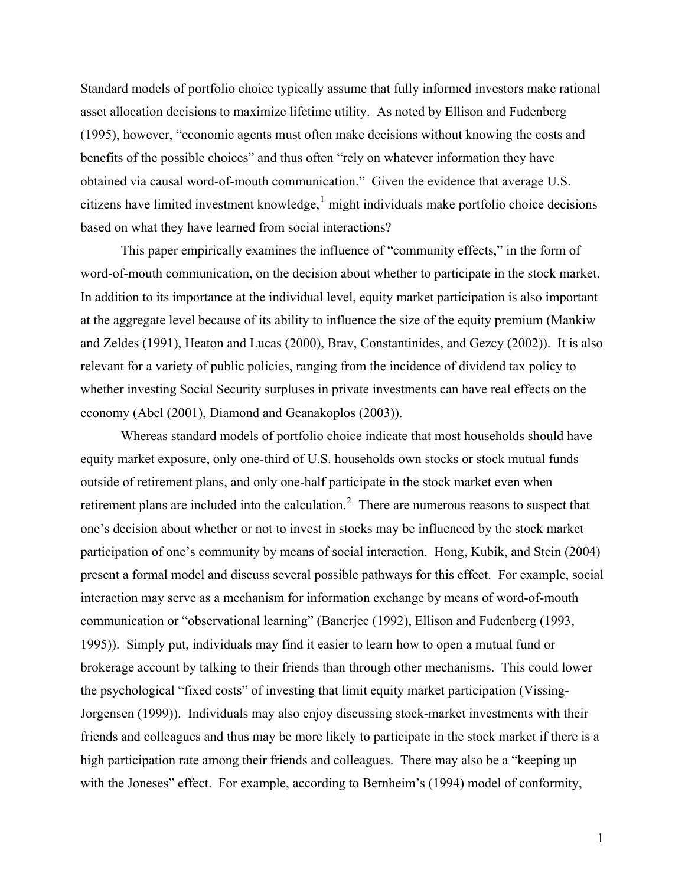Standard models of portfolio choice typically assume that fully informed investors make rational asset allocation decisions to maximize lifetime utility. As noted by Ellison and Fudenberg (1995), however, "economic agents must often make decisions without knowing the costs and benefits of the possible choices" and thus often "rely on whatever information they have obtained via causal word-of-mouth communication." Given the evidence that average U.S. citizens have limited investment knowledge,[1] might individuals make portfolio choice decisions based on what they have learned from social interactions?

This paper empirically examines the influence of "community effects," in the form of word-of-mouth communication, on the decision about whether to participate in the stock market. In addition to its importance at the individual level, equity market participation is also important at the aggregate level because of its ability to influence the size of the equity premium (Mankiw and Zeldes (1991), Heaton and Lucas (2000), Brav, Constantinides, and Gezcy (2002)). It is also relevant for a variety of public policies, ranging from the incidence of dividend tax policy to whether investing Social Security surpluses in private investments can have real effects on the economy (Abel (2001), Diamond and Geanakoplos (2003)).

Whereas standard models of portfolio choice indicate that most households should have equity market exposure, only one-third of U.S. households own stocks or stock mutual funds outside of retirement plans, and only one-half participate in the stock market even when retirement plans are included into the calculation.[2] There are numerous reasons to suspect that one's decision about whether or not to invest in stocks may be influenced by the stock market participation of one's community by means of social interaction. Hong, Kubik, and Stein (2004) present a formal model and discuss several possible pathways for this effect. For example, social interaction may serve as a mechanism for information exchange by means of word-of-mouth communication or "observational learning" (Banerjee (1992), Ellison and Fudenberg (1993, 1995)). Simply put, individuals may find it easier to learn how to open a mutual fund or brokerage account by talking to their friends than through other mechanisms. This could lower the psychological "fixed costs" of investing that limit equity market participation (Vissing-Jorgensen (1999)). Individuals may also enjoy discussing stock-market investments with their friends and colleagues and thus may be more likely to participate in the stock market if there is a high participation rate among their friends and colleagues. There may also be a "keeping up with the Joneses" effect. For example, according to Bernheim's (1994) model of conformity,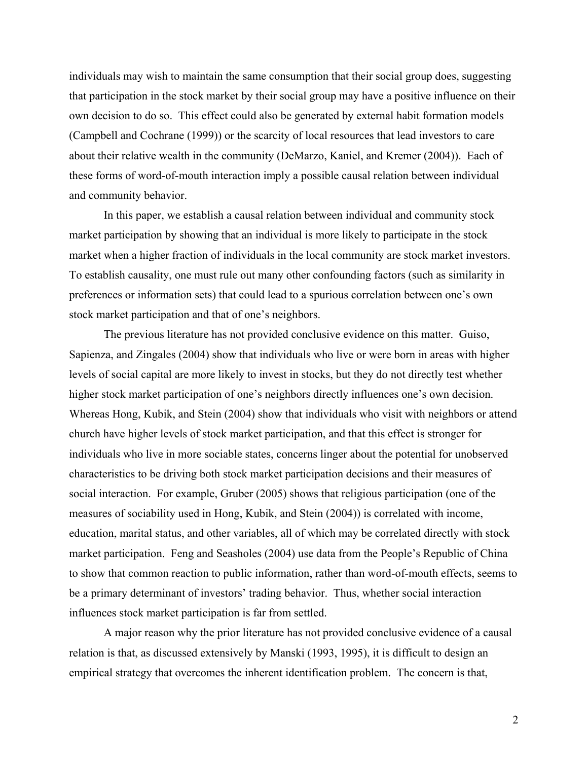individuals may wish to maintain the same consumption that their social group does, suggesting that participation in the stock market by their social group may have a positive influence on their own decision to do so. This effect could also be generated by external habit formation models (Campbell and Cochrane (1999)) or the scarcity of local resources that lead investors to care about their relative wealth in the community (DeMarzo, Kaniel, and Kremer (2004)). Each of these forms of word-of-mouth interaction imply a possible causal relation between individual and community behavior.

In this paper, we establish a causal relation between individual and community stock market participation by showing that an individual is more likely to participate in the stock market when a higher fraction of individuals in the local community are stock market investors. To establish causality, one must rule out many other confounding factors (such as similarity in preferences or information sets) that could lead to a spurious correlation between one's own stock market participation and that of one's neighbors.

The previous literature has not provided conclusive evidence on this matter. Guiso, Sapienza, and Zingales (2004) show that individuals who live or were born in areas with higher levels of social capital are more likely to invest in stocks, but they do not directly test whether higher stock market participation of one's neighbors directly influences one's own decision. Whereas Hong, Kubik, and Stein (2004) show that individuals who visit with neighbors or attend church have higher levels of stock market participation, and that this effect is stronger for individuals who live in more sociable states, concerns linger about the potential for unobserved characteristics to be driving both stock market participation decisions and their measures of social interaction. For example, Gruber (2005) shows that religious participation (one of the measures of sociability used in Hong, Kubik, and Stein (2004)) is correlated with income, education, marital status, and other variables, all of which may be correlated directly with stock market participation. Feng and Seasholes (2004) use data from the People's Republic of China to show that common reaction to public information, rather than word-of-mouth effects, seems to be a primary determinant of investors' trading behavior. Thus, whether social interaction influences stock market participation is far from settled.

A major reason why the prior literature has not provided conclusive evidence of a causal relation is that, as discussed extensively by Manski (1993, 1995), it is difficult to design an empirical strategy that overcomes the inherent identification problem. The concern is that,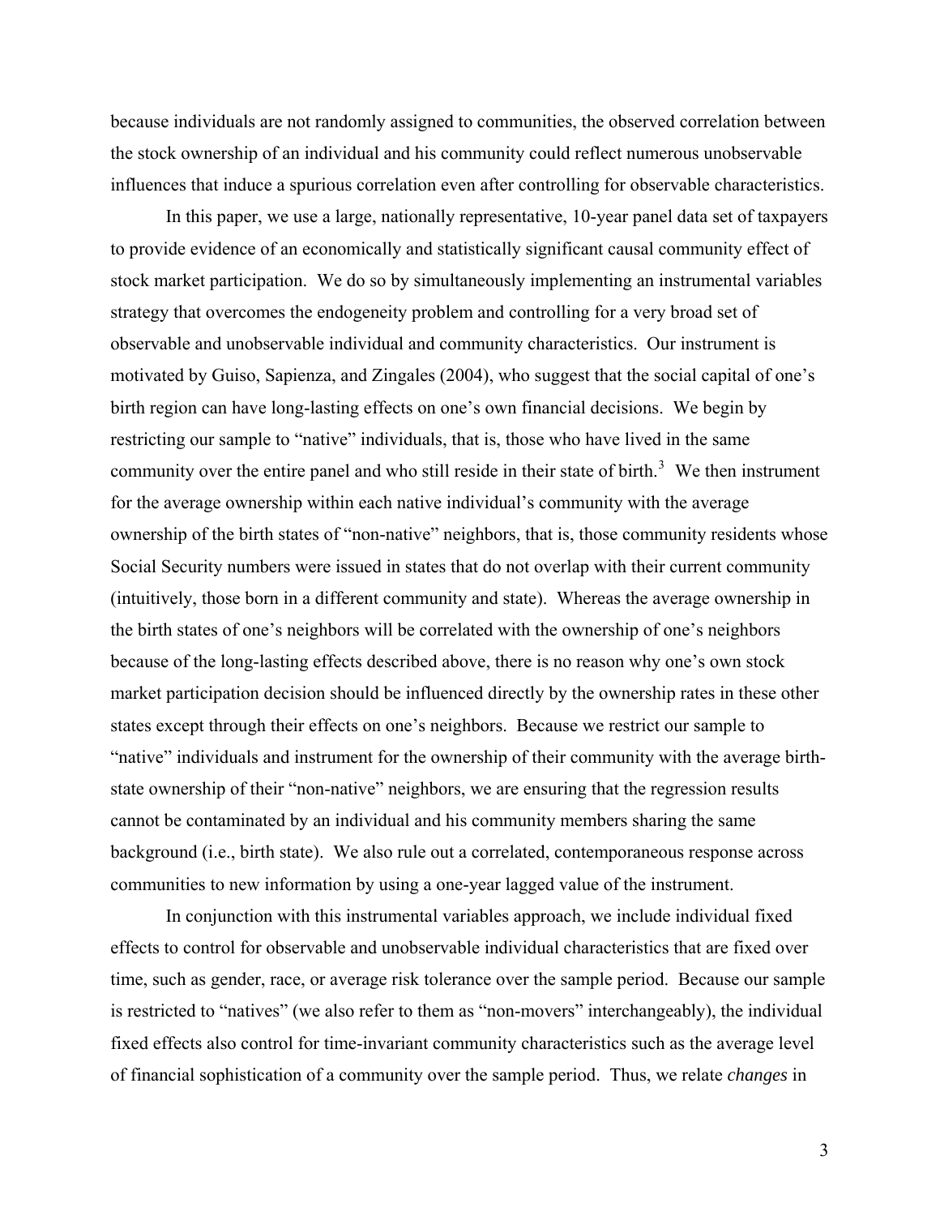because individuals are not randomly assigned to communities, the observed correlation between the stock ownership of an individual and his community could reflect numerous unobservable influences that induce a spurious correlation even after controlling for observable characteristics.

In this paper, we use a large, nationally representative, 10-year panel data set of taxpayers to provide evidence of an economically and statistically significant causal community effect of stock market participation. We do so by simultaneously implementing an instrumental variables strategy that overcomes the endogeneity problem and controlling for a very broad set of observable and unobservable individual and community characteristics. Our instrument is motivated by Guiso, Sapienza, and Zingales (2004), who suggest that the social capital of one's birth region can have long-lasting effects on one's own financial decisions. We begin by restricting our sample to "native" individuals, that is, those who have lived in the same community over the entire panel and who still reside in their state of birth.[3] We then instrument for the average ownership within each native individual's community with the average ownership of the birth states of "non-native" neighbors, that is, those community residents whose Social Security numbers were issued in states that do not overlap with their current community (intuitively, those born in a different community and state). Whereas the average ownership in the birth states of one's neighbors will be correlated with the ownership of one's neighbors because of the long-lasting effects described above, there is no reason why one's own stock market participation decision should be influenced directly by the ownership rates in these other states except through their effects on one's neighbors. Because we restrict our sample to "native" individuals and instrument for the ownership of their community with the average birth-state ownership of their "non-native" neighbors, we are ensuring that the regression results cannot be contaminated by an individual and his community members sharing the same background (i.e., birth state). We also rule out a correlated, contemporaneous response across communities to new information by using a one-year lagged value of the instrument.

In conjunction with this instrumental variables approach, we include individual fixed effects to control for observable and unobservable individual characteristics that are fixed over time, such as gender, race, or average risk tolerance over the sample period. Because our sample is restricted to "natives" (we also refer to them as "non-movers" interchangeably), the individual fixed effects also control for time-invariant community characteristics such as the average level of financial sophistication of a community over the sample period. Thus, we relate *changes* in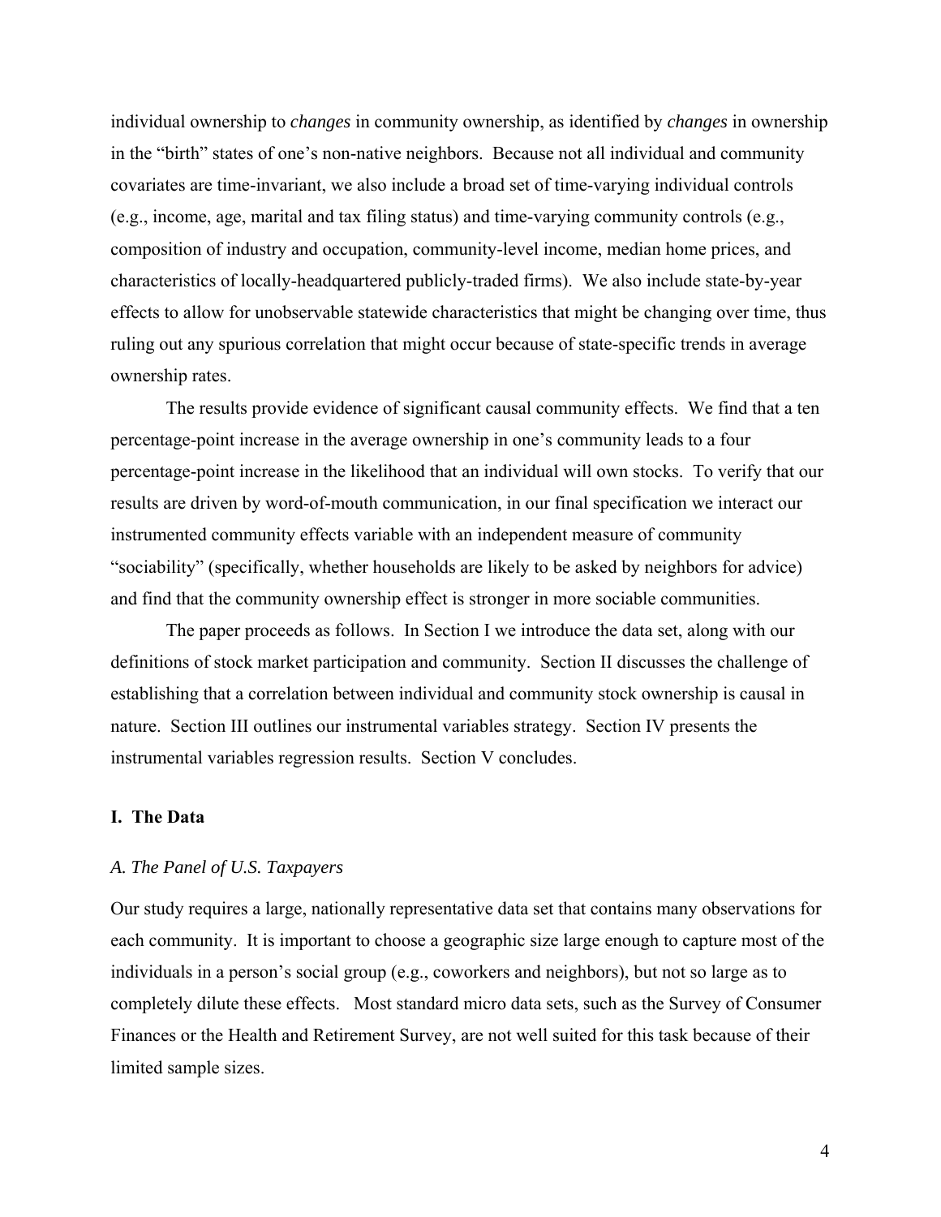individual ownership to *changes* in community ownership, as identified by *changes* in ownership in the "birth" states of one's non-native neighbors. Because not all individual and community covariates are time-invariant, we also include a broad set of time-varying individual controls (e.g., income, age, marital and tax filing status) and time-varying community controls (e.g., composition of industry and occupation, community-level income, median home prices, and characteristics of locally-headquartered publicly-traded firms). We also include state-by-year effects to allow for unobservable statewide characteristics that might be changing over time, thus ruling out any spurious correlation that might occur because of state-specific trends in average ownership rates.

The results provide evidence of significant causal community effects. We find that a ten percentage-point increase in the average ownership in one's community leads to a four percentage-point increase in the likelihood that an individual will own stocks. To verify that our results are driven by word-of-mouth communication, in our final specification we interact our instrumented community effects variable with an independent measure of community "sociability" (specifically, whether households are likely to be asked by neighbors for advice) and find that the community ownership effect is stronger in more sociable communities.

The paper proceeds as follows. In Section I we introduce the data set, along with our definitions of stock market participation and community. Section II discusses the challenge of establishing that a correlation between individual and community stock ownership is causal in nature. Section III outlines our instrumental variables strategy. Section IV presents the instrumental variables regression results. Section V concludes.

## I. The Data

### *A. The Panel of U.S. Taxpayers*

Our study requires a large, nationally representative data set that contains many observations for each community. It is important to choose a geographic size large enough to capture most of the individuals in a person's social group (e.g., coworkers and neighbors), but not so large as to completely dilute these effects. Most standard micro data sets, such as the Survey of Consumer Finances or the Health and Retirement Survey, are not well suited for this task because of their limited sample sizes.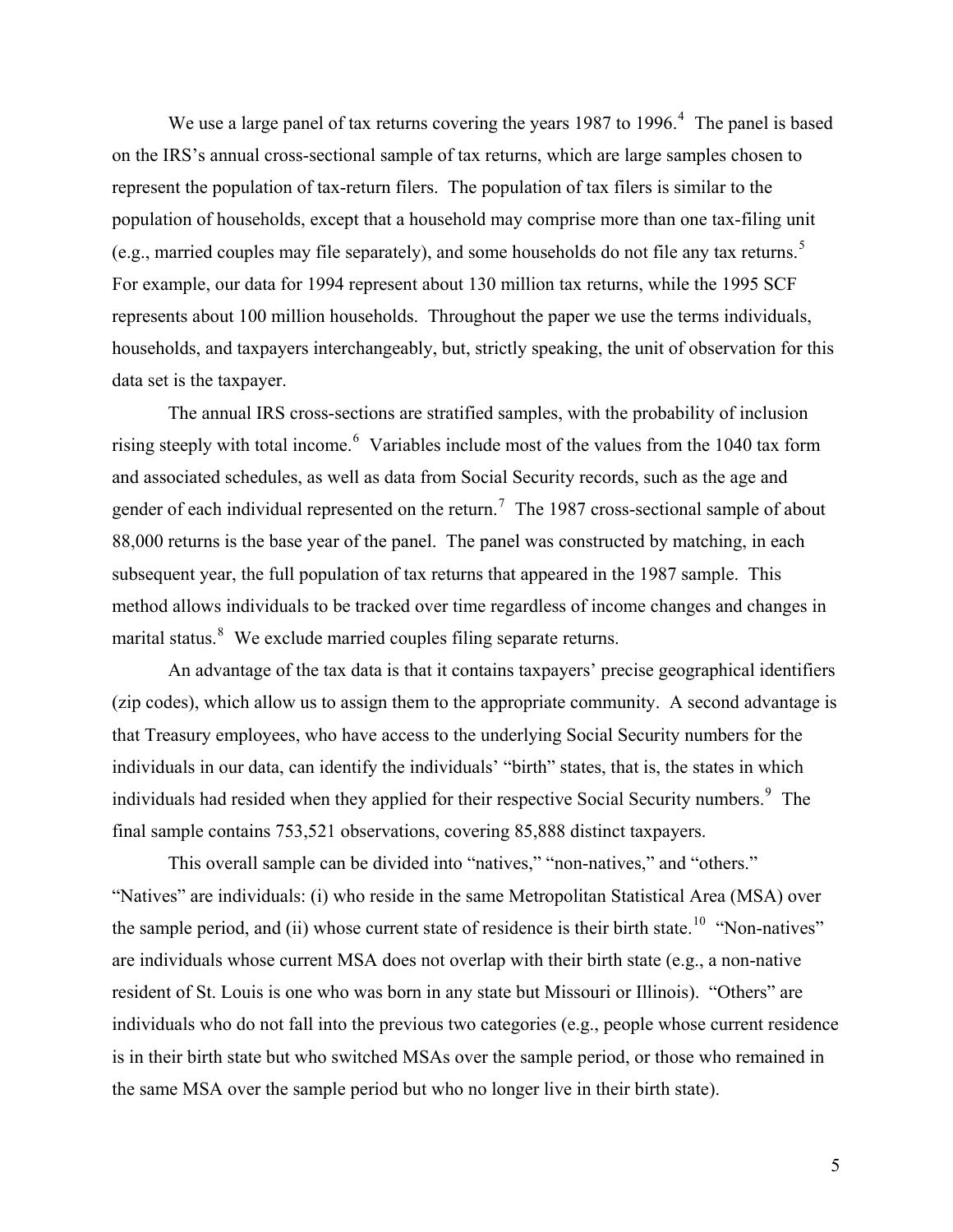We use a large panel of tax returns covering the years 1987 to 1996.[4] The panel is based on the IRS's annual cross-sectional sample of tax returns, which are large samples chosen to represent the population of tax-return filers. The population of tax filers is similar to the population of households, except that a household may comprise more than one tax-filing unit (e.g., married couples may file separately), and some households do not file any tax returns.[5] For example, our data for 1994 represent about 130 million tax returns, while the 1995 SCF represents about 100 million households. Throughout the paper we use the terms individuals, households, and taxpayers interchangeably, but, strictly speaking, the unit of observation for this data set is the taxpayer.

The annual IRS cross-sections are stratified samples, with the probability of inclusion rising steeply with total income.[6] Variables include most of the values from the 1040 tax form and associated schedules, as well as data from Social Security records, such as the age and gender of each individual represented on the return.[7] The 1987 cross-sectional sample of about 88,000 returns is the base year of the panel. The panel was constructed by matching, in each subsequent year, the full population of tax returns that appeared in the 1987 sample. This method allows individuals to be tracked over time regardless of income changes and changes in marital status.[8] We exclude married couples filing separate returns.

An advantage of the tax data is that it contains taxpayers' precise geographical identifiers (zip codes), which allow us to assign them to the appropriate community. A second advantage is that Treasury employees, who have access to the underlying Social Security numbers for the individuals in our data, can identify the individuals' "birth" states, that is, the states in which individuals had resided when they applied for their respective Social Security numbers.[9] The final sample contains 753,521 observations, covering 85,888 distinct taxpayers.

This overall sample can be divided into "natives," "non-natives," and "others." "Natives" are individuals: (i) who reside in the same Metropolitan Statistical Area (MSA) over the sample period, and (ii) whose current state of residence is their birth state.[10] "Non-natives" are individuals whose current MSA does not overlap with their birth state (e.g., a non-native resident of St. Louis is one who was born in any state but Missouri or Illinois). "Others" are individuals who do not fall into the previous two categories (e.g., people whose current residence is in their birth state but who switched MSAs over the sample period, or those who remained in the same MSA over the sample period but who no longer live in their birth state).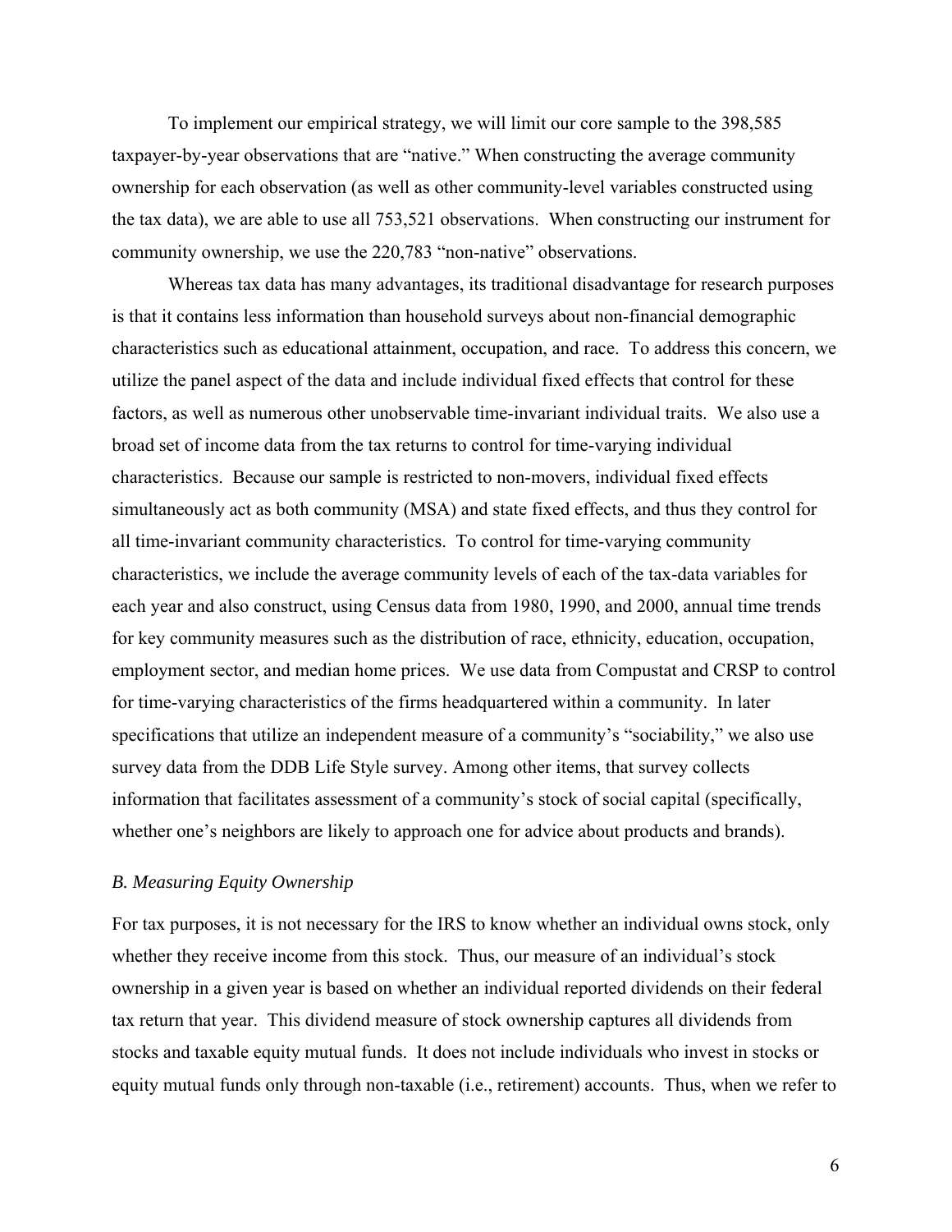To implement our empirical strategy, we will limit our core sample to the 398,585 taxpayer-by-year observations that are "native." When constructing the average community ownership for each observation (as well as other community-level variables constructed using the tax data), we are able to use all 753,521 observations. When constructing our instrument for community ownership, we use the 220,783 "non-native" observations.

Whereas tax data has many advantages, its traditional disadvantage for research purposes is that it contains less information than household surveys about non-financial demographic characteristics such as educational attainment, occupation, and race. To address this concern, we utilize the panel aspect of the data and include individual fixed effects that control for these factors, as well as numerous other unobservable time-invariant individual traits. We also use a broad set of income data from the tax returns to control for time-varying individual characteristics. Because our sample is restricted to non-movers, individual fixed effects simultaneously act as both community (MSA) and state fixed effects, and thus they control for all time-invariant community characteristics. To control for time-varying community characteristics, we include the average community levels of each of the tax-data variables for each year and also construct, using Census data from 1980, 1990, and 2000, annual time trends for key community measures such as the distribution of race, ethnicity, education, occupation, employment sector, and median home prices. We use data from Compustat and CRSP to control for time-varying characteristics of the firms headquartered within a community. In later specifications that utilize an independent measure of a community's "sociability," we also use survey data from the DDB Life Style survey. Among other items, that survey collects information that facilitates assessment of a community's stock of social capital (specifically, whether one's neighbors are likely to approach one for advice about products and brands).

### *B. Measuring Equity Ownership*

For tax purposes, it is not necessary for the IRS to know whether an individual owns stock, only whether they receive income from this stock. Thus, our measure of an individual's stock ownership in a given year is based on whether an individual reported dividends on their federal tax return that year. This dividend measure of stock ownership captures all dividends from stocks and taxable equity mutual funds. It does not include individuals who invest in stocks or equity mutual funds only through non-taxable (i.e., retirement) accounts. Thus, when we refer to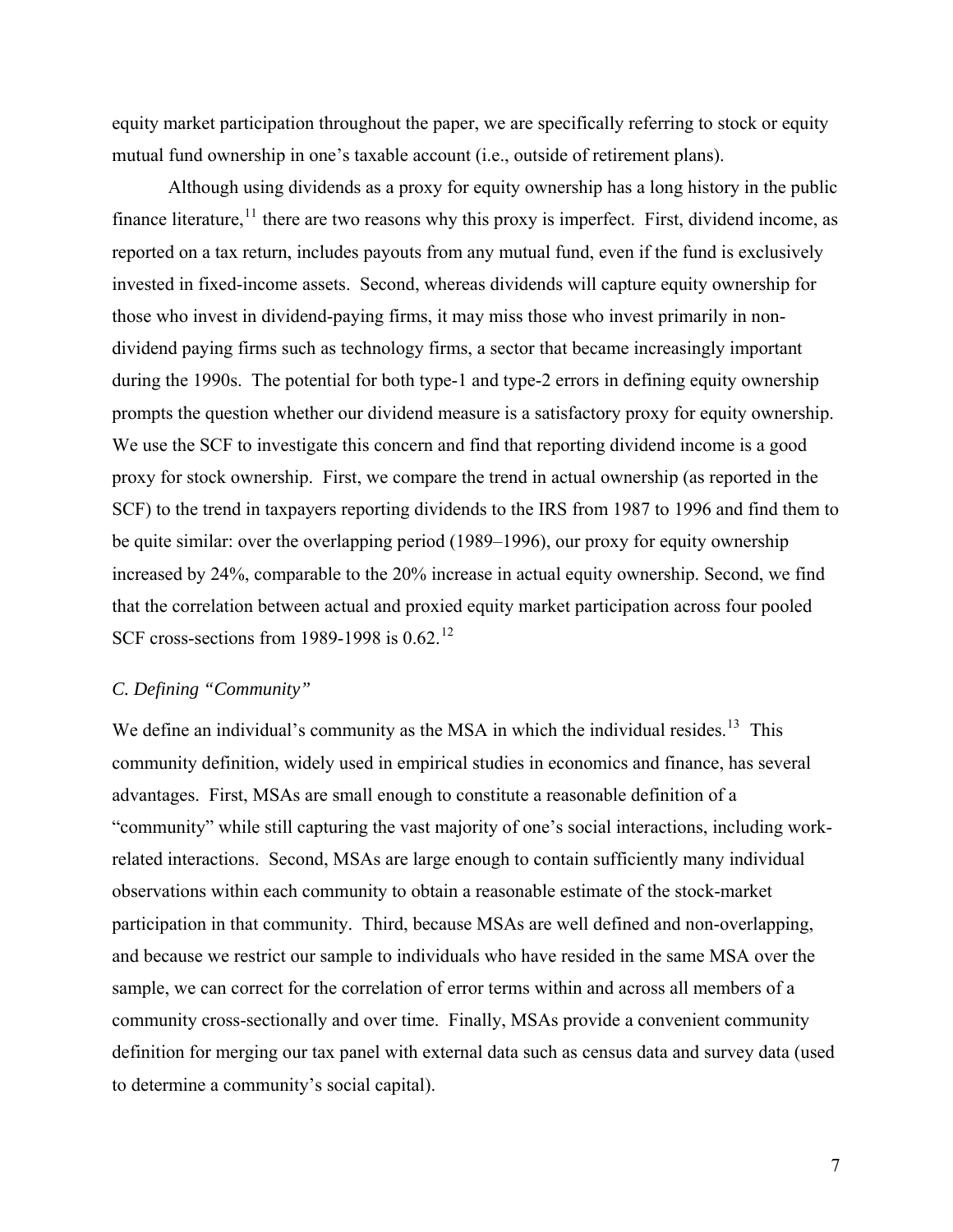equity market participation throughout the paper, we are specifically referring to stock or equity mutual fund ownership in one's taxable account (i.e., outside of retirement plans).

Although using dividends as a proxy for equity ownership has a long history in the public finance literature,[11] there are two reasons why this proxy is imperfect. First, dividend income, as reported on a tax return, includes payouts from any mutual fund, even if the fund is exclusively invested in fixed-income assets. Second, whereas dividends will capture equity ownership for those who invest in dividend-paying firms, it may miss those who invest primarily in non-dividend paying firms such as technology firms, a sector that became increasingly important during the 1990s. The potential for both type-1 and type-2 errors in defining equity ownership prompts the question whether our dividend measure is a satisfactory proxy for equity ownership. We use the SCF to investigate this concern and find that reporting dividend income is a good proxy for stock ownership. First, we compare the trend in actual ownership (as reported in the SCF) to the trend in taxpayers reporting dividends to the IRS from 1987 to 1996 and find them to be quite similar: over the overlapping period (1989–1996), our proxy for equity ownership increased by 24%, comparable to the 20% increase in actual equity ownership. Second, we find that the correlation between actual and proxied equity market participation across four pooled SCF cross-sections from 1989-1998 is 0.62.[12]

### *C. Defining "Community"*

We define an individual's community as the MSA in which the individual resides.[13] This community definition, widely used in empirical studies in economics and finance, has several advantages. First, MSAs are small enough to constitute a reasonable definition of a "community" while still capturing the vast majority of one's social interactions, including work-related interactions. Second, MSAs are large enough to contain sufficiently many individual observations within each community to obtain a reasonable estimate of the stock-market participation in that community. Third, because MSAs are well defined and non-overlapping, and because we restrict our sample to individuals who have resided in the same MSA over the sample, we can correct for the correlation of error terms within and across all members of a community cross-sectionally and over time. Finally, MSAs provide a convenient community definition for merging our tax panel with external data such as census data and survey data (used to determine a community's social capital).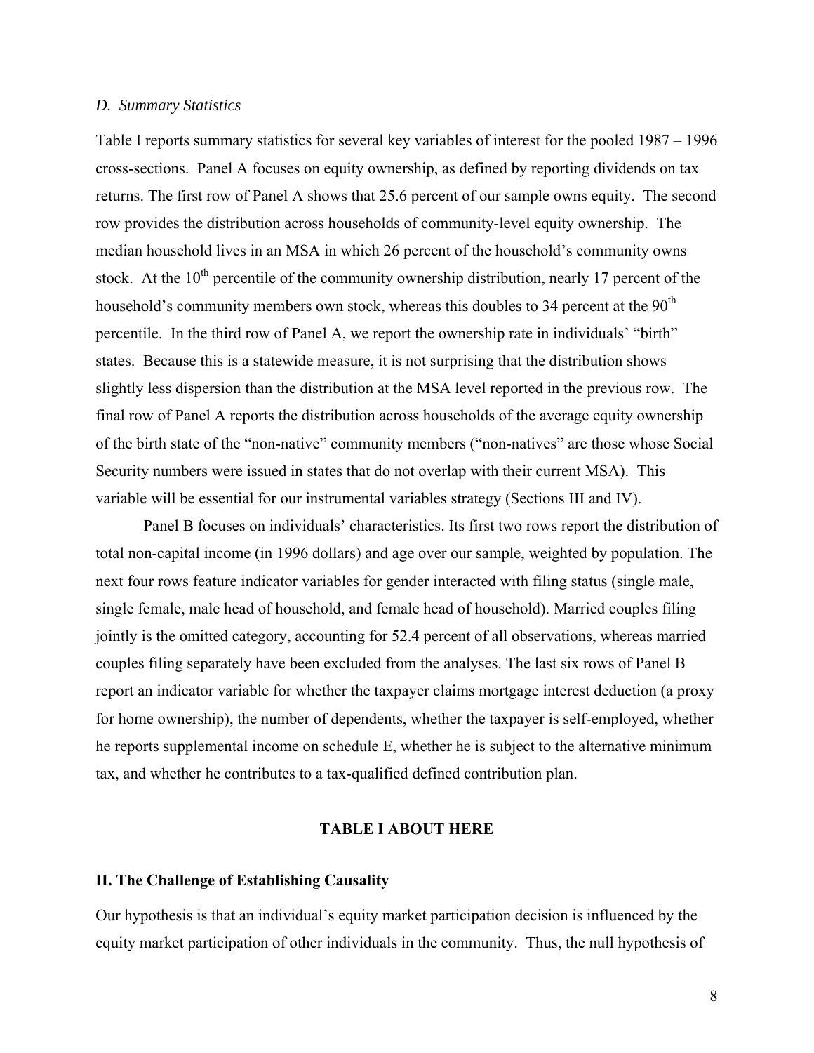### *D. Summary Statistics*

Table I reports summary statistics for several key variables of interest for the pooled 1987 – 1996 cross-sections. Panel A focuses on equity ownership, as defined by reporting dividends on tax returns. The first row of Panel A shows that 25.6 percent of our sample owns equity. The second row provides the distribution across households of community-level equity ownership. The median household lives in an MSA in which 26 percent of the household's community owns stock. At the 10th percentile of the community ownership distribution, nearly 17 percent of the household's community members own stock, whereas this doubles to 34 percent at the 90th percentile. In the third row of Panel A, we report the ownership rate in individuals' "birth" states. Because this is a statewide measure, it is not surprising that the distribution shows slightly less dispersion than the distribution at the MSA level reported in the previous row. The final row of Panel A reports the distribution across households of the average equity ownership of the birth state of the "non-native" community members ("non-natives" are those whose Social Security numbers were issued in states that do not overlap with their current MSA). This variable will be essential for our instrumental variables strategy (Sections III and IV).

Panel B focuses on individuals' characteristics. Its first two rows report the distribution of total non-capital income (in 1996 dollars) and age over our sample, weighted by population. The next four rows feature indicator variables for gender interacted with filing status (single male, single female, male head of household, and female head of household). Married couples filing jointly is the omitted category, accounting for 52.4 percent of all observations, whereas married couples filing separately have been excluded from the analyses. The last six rows of Panel B report an indicator variable for whether the taxpayer claims mortgage interest deduction (a proxy for home ownership), the number of dependents, whether the taxpayer is self-employed, whether he reports supplemental income on schedule E, whether he is subject to the alternative minimum tax, and whether he contributes to a tax-qualified defined contribution plan.

**TABLE I ABOUT HERE**

## II. The Challenge of Establishing Causality

Our hypothesis is that an individual's equity market participation decision is influenced by the equity market participation of other individuals in the community. Thus, the null hypothesis of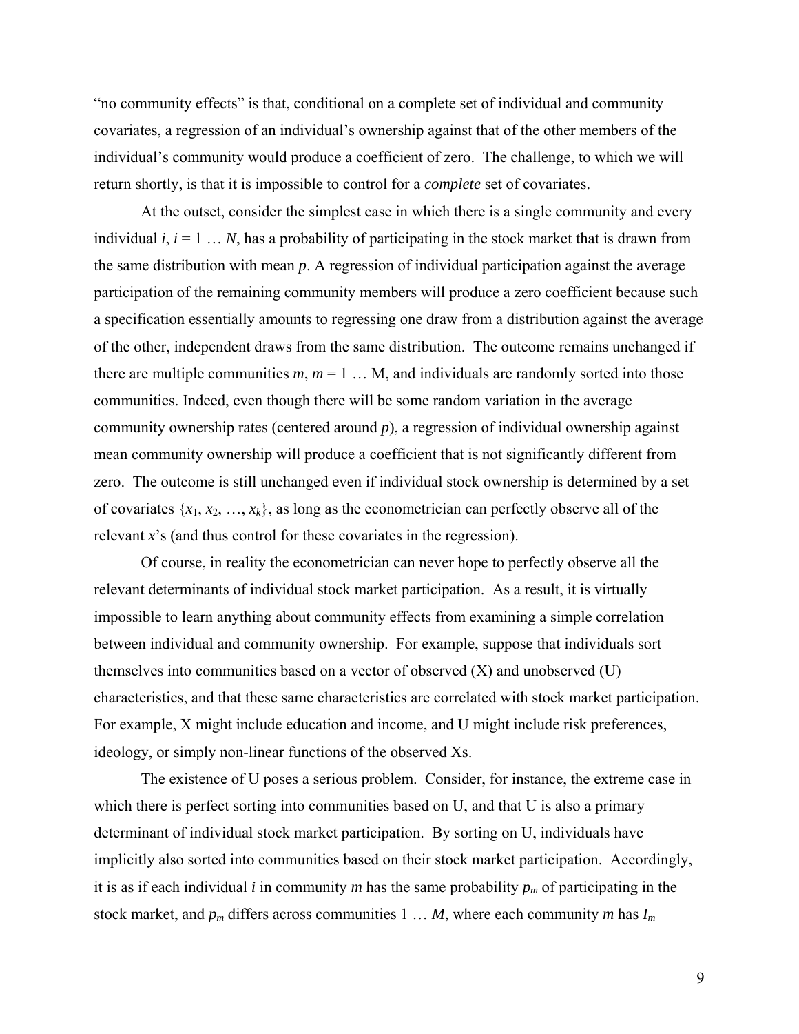"no community effects" is that, conditional on a complete set of individual and community covariates, a regression of an individual's ownership against that of the other members of the individual's community would produce a coefficient of zero. The challenge, to which we will return shortly, is that it is impossible to control for a *complete* set of covariates.

At the outset, consider the simplest case in which there is a single community and every individual $i$, $i = 1 \ldots N$, has a probability of participating in the stock market that is drawn from the same distribution with mean $p$. A regression of individual participation against the average participation of the remaining community members will produce a zero coefficient because such a specification essentially amounts to regressing one draw from a distribution against the average of the other, independent draws from the same distribution. The outcome remains unchanged if there are multiple communities $m$, $m = 1 \ldots$ M, and individuals are randomly sorted into those communities. Indeed, even though there will be some random variation in the average community ownership rates (centered around $p$), a regression of individual ownership against mean community ownership will produce a coefficient that is not significantly different from zero. The outcome is still unchanged even if individual stock ownership is determined by a set of covariates $\{x_1, x_2, \ldots, x_k\}$, as long as the econometrician can perfectly observe all of the relevant $x$'s (and thus control for these covariates in the regression).

Of course, in reality the econometrician can never hope to perfectly observe all the relevant determinants of individual stock market participation. As a result, it is virtually impossible to learn anything about community effects from examining a simple correlation between individual and community ownership. For example, suppose that individuals sort themselves into communities based on a vector of observed (X) and unobserved (U) characteristics, and that these same characteristics are correlated with stock market participation. For example, X might include education and income, and U might include risk preferences, ideology, or simply non-linear functions of the observed Xs.

The existence of U poses a serious problem. Consider, for instance, the extreme case in which there is perfect sorting into communities based on U, and that U is also a primary determinant of individual stock market participation. By sorting on U, individuals have implicitly also sorted into communities based on their stock market participation. Accordingly, it is as if each individual $i$ in community $m$ has the same probability $p_m$ of participating in the stock market, and $p_m$ differs across communities $1 \ldots M$, where each community $m$ has $I_m$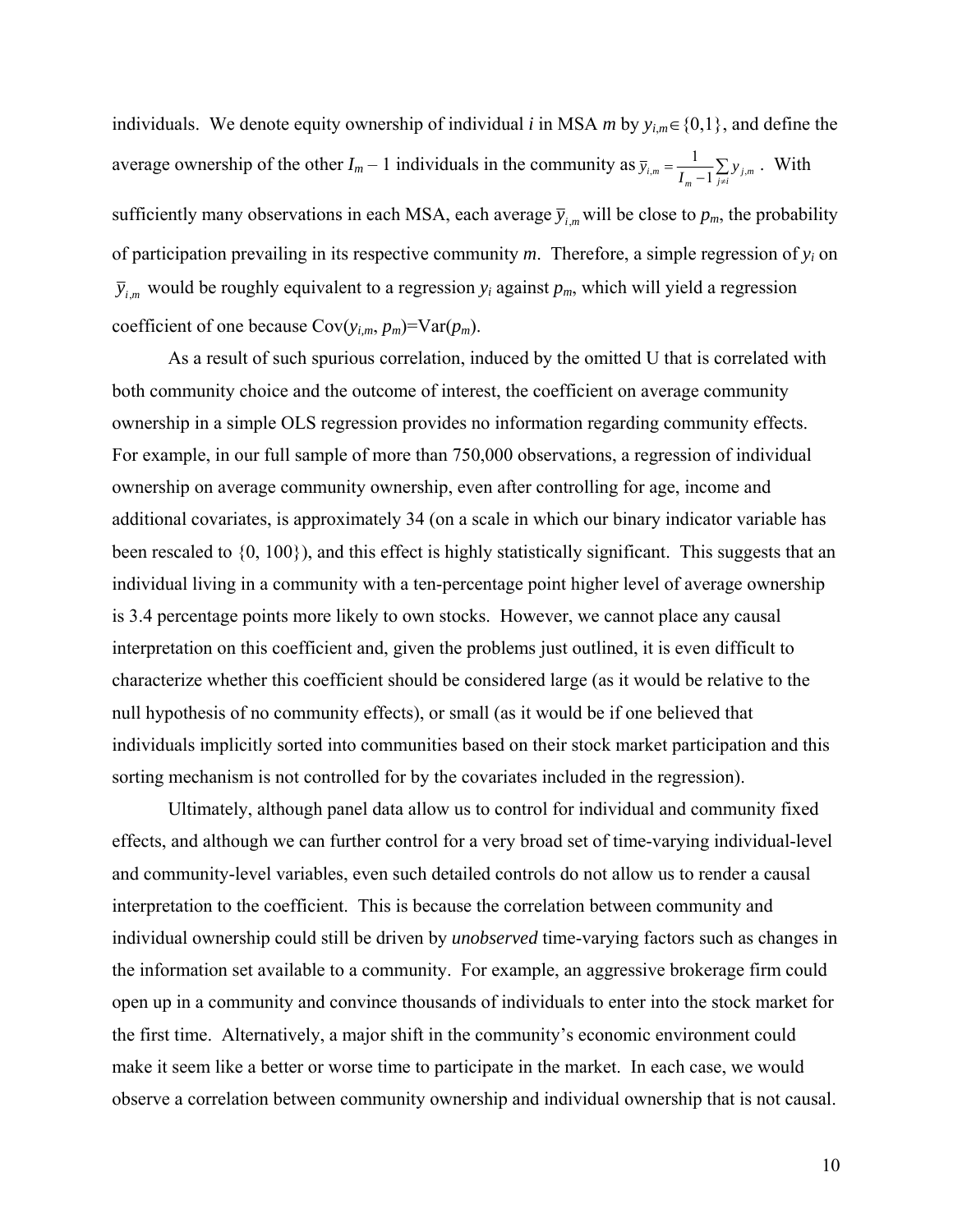individuals. We denote equity ownership of individual *i* in MSA *m* by $y_{i,m} \in \{0,1\}$, and define the average ownership of the other $I_m - 1$ individuals in the community as $\bar{y}_{i,m} = \frac{1}{I_m - 1}\sum_{j \neq i} y_{j,m}$. With sufficiently many observations in each MSA, each average $\bar{y}_{i,m}$ will be close to $p_m$, the probability of participation prevailing in its respective community *m*. Therefore, a simple regression of $y_i$ on $\bar{y}_{i,m}$ would be roughly equivalent to a regression $y_i$ against $p_m$, which will yield a regression coefficient of one because $\text{Cov}(y_{i,m}, p_m) = \text{Var}(p_m)$.

As a result of such spurious correlation, induced by the omitted U that is correlated with both community choice and the outcome of interest, the coefficient on average community ownership in a simple OLS regression provides no information regarding community effects. For example, in our full sample of more than 750,000 observations, a regression of individual ownership on average community ownership, even after controlling for age, income and additional covariates, is approximately 34 (on a scale in which our binary indicator variable has been rescaled to {0, 100}), and this effect is highly statistically significant. This suggests that an individual living in a community with a ten-percentage point higher level of average ownership is 3.4 percentage points more likely to own stocks. However, we cannot place any causal interpretation on this coefficient and, given the problems just outlined, it is even difficult to characterize whether this coefficient should be considered large (as it would be relative to the null hypothesis of no community effects), or small (as it would be if one believed that individuals implicitly sorted into communities based on their stock market participation and this sorting mechanism is not controlled for by the covariates included in the regression).

Ultimately, although panel data allow us to control for individual and community fixed effects, and although we can further control for a very broad set of time-varying individual-level and community-level variables, even such detailed controls do not allow us to render a causal interpretation to the coefficient. This is because the correlation between community and individual ownership could still be driven by *unobserved* time-varying factors such as changes in the information set available to a community. For example, an aggressive brokerage firm could open up in a community and convince thousands of individuals to enter into the stock market for the first time. Alternatively, a major shift in the community's economic environment could make it seem like a better or worse time to participate in the market. In each case, we would observe a correlation between community ownership and individual ownership that is not causal.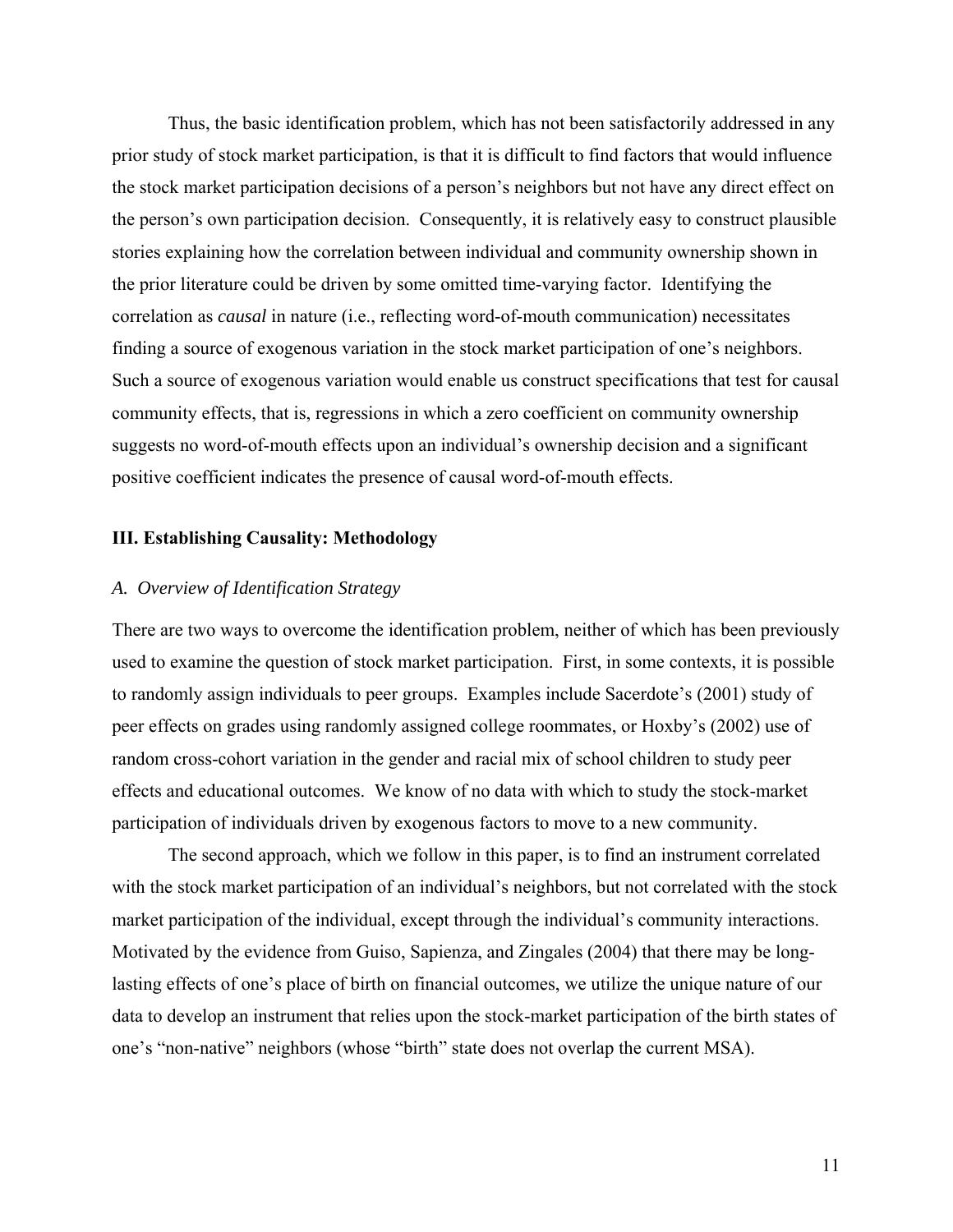Thus, the basic identification problem, which has not been satisfactorily addressed in any prior study of stock market participation, is that it is difficult to find factors that would influence the stock market participation decisions of a person's neighbors but not have any direct effect on the person's own participation decision. Consequently, it is relatively easy to construct plausible stories explaining how the correlation between individual and community ownership shown in the prior literature could be driven by some omitted time-varying factor. Identifying the correlation as *causal* in nature (i.e., reflecting word-of-mouth communication) necessitates finding a source of exogenous variation in the stock market participation of one's neighbors. Such a source of exogenous variation would enable us construct specifications that test for causal community effects, that is, regressions in which a zero coefficient on community ownership suggests no word-of-mouth effects upon an individual's ownership decision and a significant positive coefficient indicates the presence of causal word-of-mouth effects.

## III. Establishing Causality: Methodology

### *A. Overview of Identification Strategy*

There are two ways to overcome the identification problem, neither of which has been previously used to examine the question of stock market participation. First, in some contexts, it is possible to randomly assign individuals to peer groups. Examples include Sacerdote's (2001) study of peer effects on grades using randomly assigned college roommates, or Hoxby's (2002) use of random cross-cohort variation in the gender and racial mix of school children to study peer effects and educational outcomes. We know of no data with which to study the stock-market participation of individuals driven by exogenous factors to move to a new community.

The second approach, which we follow in this paper, is to find an instrument correlated with the stock market participation of an individual's neighbors, but not correlated with the stock market participation of the individual, except through the individual's community interactions. Motivated by the evidence from Guiso, Sapienza, and Zingales (2004) that there may be long-lasting effects of one's place of birth on financial outcomes, we utilize the unique nature of our data to develop an instrument that relies upon the stock-market participation of the birth states of one's "non-native" neighbors (whose "birth" state does not overlap the current MSA).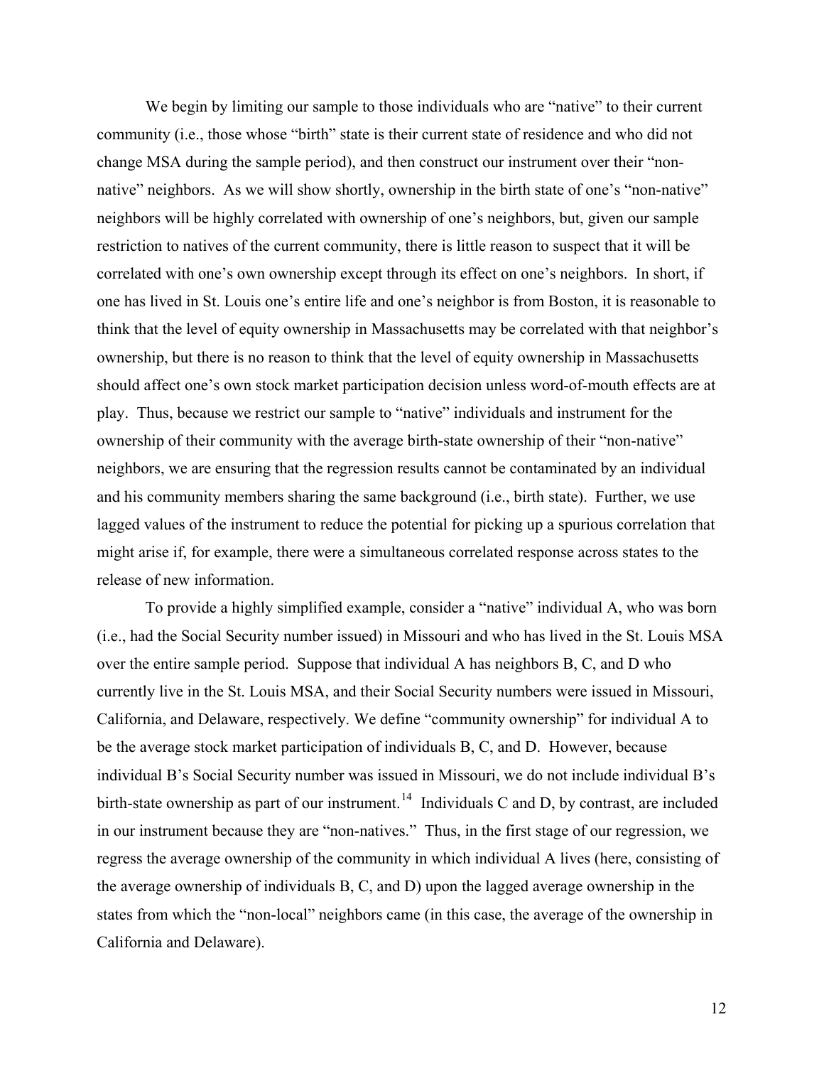We begin by limiting our sample to those individuals who are "native" to their current community (i.e., those whose "birth" state is their current state of residence and who did not change MSA during the sample period), and then construct our instrument over their "non-native" neighbors. As we will show shortly, ownership in the birth state of one's "non-native" neighbors will be highly correlated with ownership of one's neighbors, but, given our sample restriction to natives of the current community, there is little reason to suspect that it will be correlated with one's own ownership except through its effect on one's neighbors. In short, if one has lived in St. Louis one's entire life and one's neighbor is from Boston, it is reasonable to think that the level of equity ownership in Massachusetts may be correlated with that neighbor's ownership, but there is no reason to think that the level of equity ownership in Massachusetts should affect one's own stock market participation decision unless word-of-mouth effects are at play. Thus, because we restrict our sample to "native" individuals and instrument for the ownership of their community with the average birth-state ownership of their "non-native" neighbors, we are ensuring that the regression results cannot be contaminated by an individual and his community members sharing the same background (i.e., birth state). Further, we use lagged values of the instrument to reduce the potential for picking up a spurious correlation that might arise if, for example, there were a simultaneous correlated response across states to the release of new information.

To provide a highly simplified example, consider a "native" individual A, who was born (i.e., had the Social Security number issued) in Missouri and who has lived in the St. Louis MSA over the entire sample period. Suppose that individual A has neighbors B, C, and D who currently live in the St. Louis MSA, and their Social Security numbers were issued in Missouri, California, and Delaware, respectively. We define "community ownership" for individual A to be the average stock market participation of individuals B, C, and D. However, because individual B's Social Security number was issued in Missouri, we do not include individual B's birth-state ownership as part of our instrument.[14] Individuals C and D, by contrast, are included in our instrument because they are "non-natives." Thus, in the first stage of our regression, we regress the average ownership of the community in which individual A lives (here, consisting of the average ownership of individuals B, C, and D) upon the lagged average ownership in the states from which the "non-local" neighbors came (in this case, the average of the ownership in California and Delaware).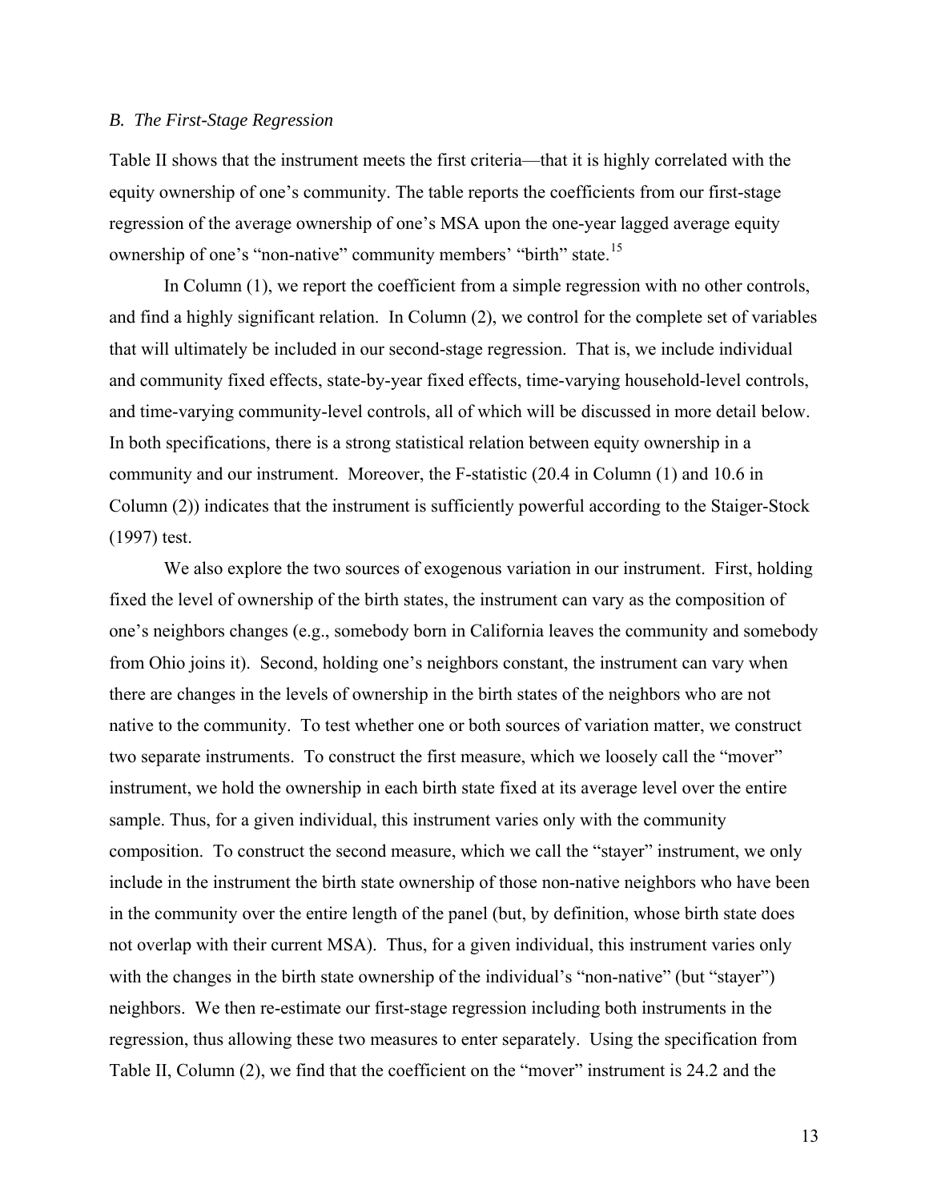### *B. The First-Stage Regression*

Table II shows that the instrument meets the first criteria—that it is highly correlated with the equity ownership of one's community. The table reports the coefficients from our first-stage regression of the average ownership of one's MSA upon the one-year lagged average equity ownership of one's "non-native" community members' "birth" state.[15]

In Column (1), we report the coefficient from a simple regression with no other controls, and find a highly significant relation. In Column (2), we control for the complete set of variables that will ultimately be included in our second-stage regression. That is, we include individual and community fixed effects, state-by-year fixed effects, time-varying household-level controls, and time-varying community-level controls, all of which will be discussed in more detail below. In both specifications, there is a strong statistical relation between equity ownership in a community and our instrument. Moreover, the F-statistic (20.4 in Column (1) and 10.6 in Column (2)) indicates that the instrument is sufficiently powerful according to the Staiger-Stock (1997) test.

We also explore the two sources of exogenous variation in our instrument. First, holding fixed the level of ownership of the birth states, the instrument can vary as the composition of one's neighbors changes (e.g., somebody born in California leaves the community and somebody from Ohio joins it). Second, holding one's neighbors constant, the instrument can vary when there are changes in the levels of ownership in the birth states of the neighbors who are not native to the community. To test whether one or both sources of variation matter, we construct two separate instruments. To construct the first measure, which we loosely call the "mover" instrument, we hold the ownership in each birth state fixed at its average level over the entire sample. Thus, for a given individual, this instrument varies only with the community composition. To construct the second measure, which we call the "stayer" instrument, we only include in the instrument the birth state ownership of those non-native neighbors who have been in the community over the entire length of the panel (but, by definition, whose birth state does not overlap with their current MSA). Thus, for a given individual, this instrument varies only with the changes in the birth state ownership of the individual's "non-native" (but "stayer") neighbors. We then re-estimate our first-stage regression including both instruments in the regression, thus allowing these two measures to enter separately. Using the specification from Table II, Column (2), we find that the coefficient on the "mover" instrument is 24.2 and the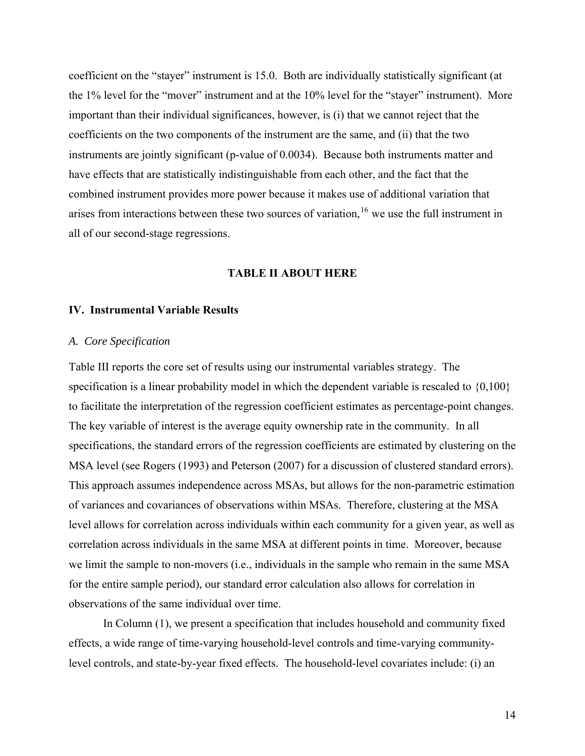coefficient on the "stayer" instrument is 15.0. Both are individually statistically significant (at the 1% level for the "mover" instrument and at the 10% level for the "stayer" instrument). More important than their individual significances, however, is (i) that we cannot reject that the coefficients on the two components of the instrument are the same, and (ii) that the two instruments are jointly significant (p-value of 0.0034). Because both instruments matter and have effects that are statistically indistinguishable from each other, and the fact that the combined instrument provides more power because it makes use of additional variation that arises from interactions between these two sources of variation,[16] we use the full instrument in all of our second-stage regressions.

**TABLE II ABOUT HERE**

## IV. Instrumental Variable Results

### *A. Core Specification*

Table III reports the core set of results using our instrumental variables strategy. The specification is a linear probability model in which the dependent variable is rescaled to {0,100} to facilitate the interpretation of the regression coefficient estimates as percentage-point changes. The key variable of interest is the average equity ownership rate in the community. In all specifications, the standard errors of the regression coefficients are estimated by clustering on the MSA level (see Rogers (1993) and Peterson (2007) for a discussion of clustered standard errors). This approach assumes independence across MSAs, but allows for the non-parametric estimation of variances and covariances of observations within MSAs. Therefore, clustering at the MSA level allows for correlation across individuals within each community for a given year, as well as correlation across individuals in the same MSA at different points in time. Moreover, because we limit the sample to non-movers (i.e., individuals in the sample who remain in the same MSA for the entire sample period), our standard error calculation also allows for correlation in observations of the same individual over time.

In Column (1), we present a specification that includes household and community fixed effects, a wide range of time-varying household-level controls and time-varying community-level controls, and state-by-year fixed effects. The household-level covariates include: (i) an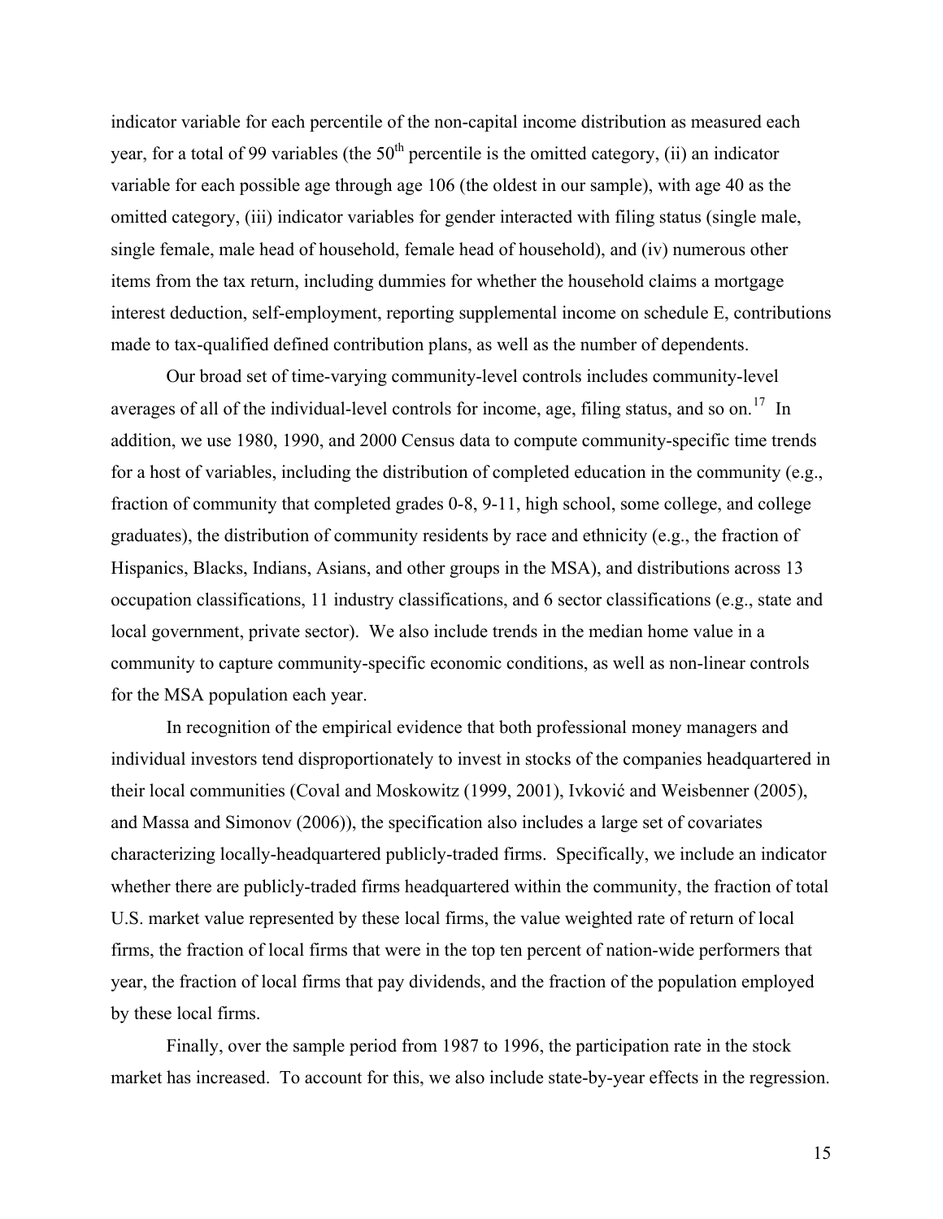indicator variable for each percentile of the non-capital income distribution as measured each year, for a total of 99 variables (the $50^{th}$ percentile is the omitted category, (ii) an indicator variable for each possible age through age 106 (the oldest in our sample), with age 40 as the omitted category, (iii) indicator variables for gender interacted with filing status (single male, single female, male head of household, female head of household), and (iv) numerous other items from the tax return, including dummies for whether the household claims a mortgage interest deduction, self-employment, reporting supplemental income on schedule E, contributions made to tax-qualified defined contribution plans, as well as the number of dependents.

Our broad set of time-varying community-level controls includes community-level averages of all of the individual-level controls for income, age, filing status, and so on.[17] In addition, we use 1980, 1990, and 2000 Census data to compute community-specific time trends for a host of variables, including the distribution of completed education in the community (e.g., fraction of community that completed grades 0-8, 9-11, high school, some college, and college graduates), the distribution of community residents by race and ethnicity (e.g., the fraction of Hispanics, Blacks, Indians, Asians, and other groups in the MSA), and distributions across 13 occupation classifications, 11 industry classifications, and 6 sector classifications (e.g., state and local government, private sector). We also include trends in the median home value in a community to capture community-specific economic conditions, as well as non-linear controls for the MSA population each year.

In recognition of the empirical evidence that both professional money managers and individual investors tend disproportionately to invest in stocks of the companies headquartered in their local communities (Coval and Moskowitz (1999, 2001), Ivković and Weisbenner (2005), and Massa and Simonov (2006)), the specification also includes a large set of covariates characterizing locally-headquartered publicly-traded firms. Specifically, we include an indicator whether there are publicly-traded firms headquartered within the community, the fraction of total U.S. market value represented by these local firms, the value weighted rate of return of local firms, the fraction of local firms that were in the top ten percent of nation-wide performers that year, the fraction of local firms that pay dividends, and the fraction of the population employed by these local firms.

Finally, over the sample period from 1987 to 1996, the participation rate in the stock market has increased. To account for this, we also include state-by-year effects in the regression.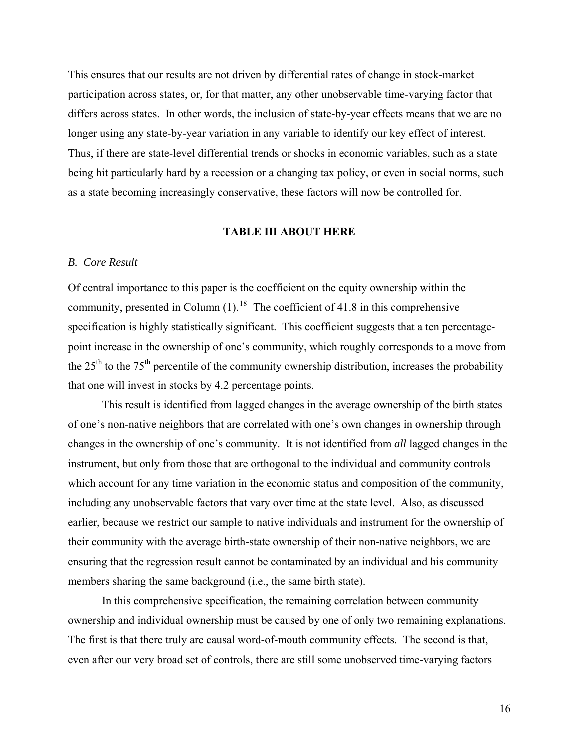This ensures that our results are not driven by differential rates of change in stock-market participation across states, or, for that matter, any other unobservable time-varying factor that differs across states. In other words, the inclusion of state-by-year effects means that we are no longer using any state-by-year variation in any variable to identify our key effect of interest. Thus, if there are state-level differential trends or shocks in economic variables, such as a state being hit particularly hard by a recession or a changing tax policy, or even in social norms, such as a state becoming increasingly conservative, these factors will now be controlled for.

**TABLE III ABOUT HERE**

### *B. Core Result*

Of central importance to this paper is the coefficient on the equity ownership within the community, presented in Column (1).[18] The coefficient of 41.8 in this comprehensive specification is highly statistically significant. This coefficient suggests that a ten percentage-point increase in the ownership of one's community, which roughly corresponds to a move from the 25th to the 75th percentile of the community ownership distribution, increases the probability that one will invest in stocks by 4.2 percentage points.

This result is identified from lagged changes in the average ownership of the birth states of one's non-native neighbors that are correlated with one's own changes in ownership through changes in the ownership of one's community. It is not identified from *all* lagged changes in the instrument, but only from those that are orthogonal to the individual and community controls which account for any time variation in the economic status and composition of the community, including any unobservable factors that vary over time at the state level. Also, as discussed earlier, because we restrict our sample to native individuals and instrument for the ownership of their community with the average birth-state ownership of their non-native neighbors, we are ensuring that the regression result cannot be contaminated by an individual and his community members sharing the same background (i.e., the same birth state).

In this comprehensive specification, the remaining correlation between community ownership and individual ownership must be caused by one of only two remaining explanations. The first is that there truly are causal word-of-mouth community effects. The second is that, even after our very broad set of controls, there are still some unobserved time-varying factors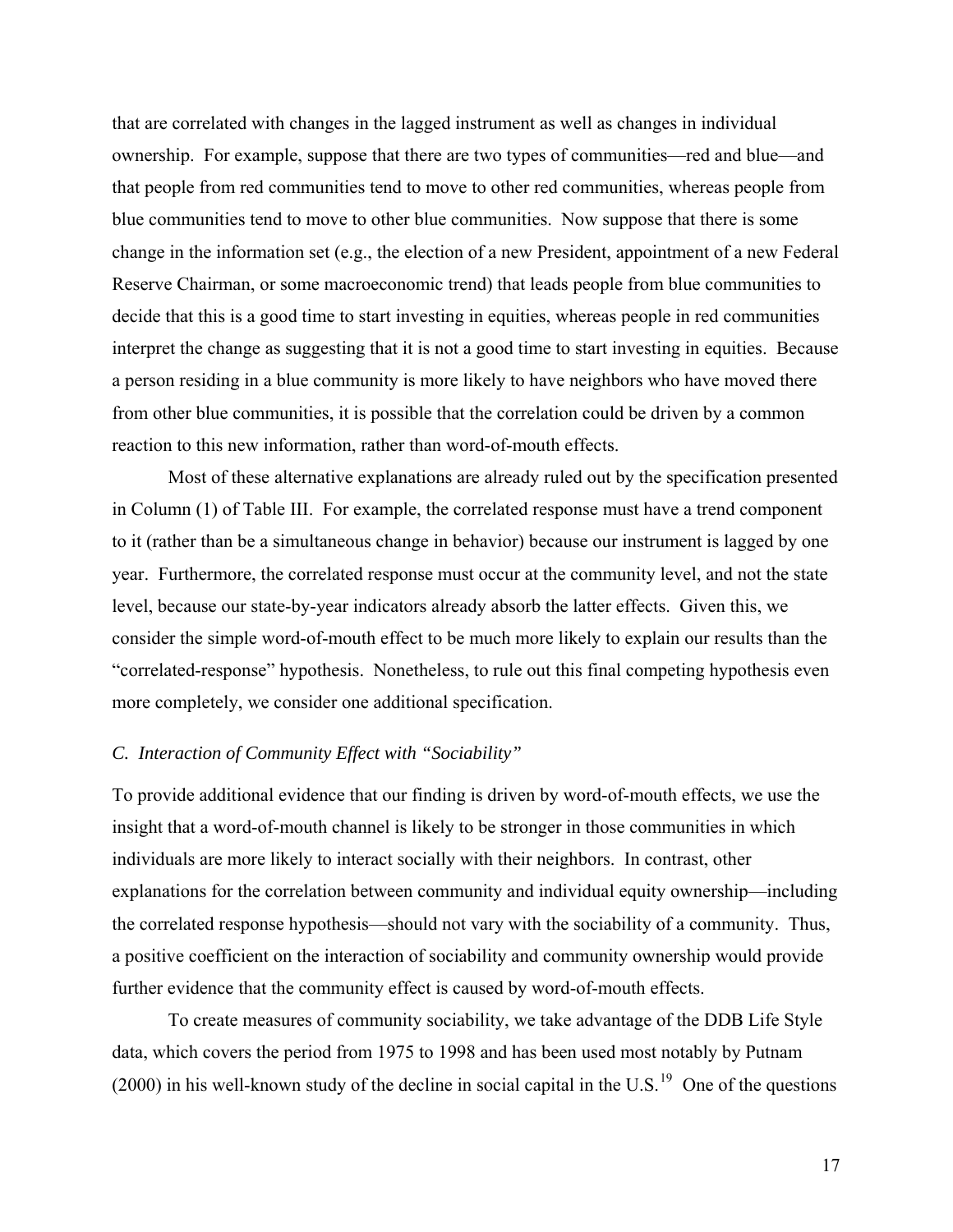that are correlated with changes in the lagged instrument as well as changes in individual ownership. For example, suppose that there are two types of communities—red and blue—and that people from red communities tend to move to other red communities, whereas people from blue communities tend to move to other blue communities. Now suppose that there is some change in the information set (e.g., the election of a new President, appointment of a new Federal Reserve Chairman, or some macroeconomic trend) that leads people from blue communities to decide that this is a good time to start investing in equities, whereas people in red communities interpret the change as suggesting that it is not a good time to start investing in equities. Because a person residing in a blue community is more likely to have neighbors who have moved there from other blue communities, it is possible that the correlation could be driven by a common reaction to this new information, rather than word-of-mouth effects.

Most of these alternative explanations are already ruled out by the specification presented in Column (1) of Table III. For example, the correlated response must have a trend component to it (rather than be a simultaneous change in behavior) because our instrument is lagged by one year. Furthermore, the correlated response must occur at the community level, and not the state level, because our state-by-year indicators already absorb the latter effects. Given this, we consider the simple word-of-mouth effect to be much more likely to explain our results than the "correlated-response" hypothesis. Nonetheless, to rule out this final competing hypothesis even more completely, we consider one additional specification.

### *C. Interaction of Community Effect with "Sociability"*

To provide additional evidence that our finding is driven by word-of-mouth effects, we use the insight that a word-of-mouth channel is likely to be stronger in those communities in which individuals are more likely to interact socially with their neighbors. In contrast, other explanations for the correlation between community and individual equity ownership—including the correlated response hypothesis—should not vary with the sociability of a community. Thus, a positive coefficient on the interaction of sociability and community ownership would provide further evidence that the community effect is caused by word-of-mouth effects.

To create measures of community sociability, we take advantage of the DDB Life Style data, which covers the period from 1975 to 1998 and has been used most notably by Putnam (2000) in his well-known study of the decline in social capital in the U.S.[19] One of the questions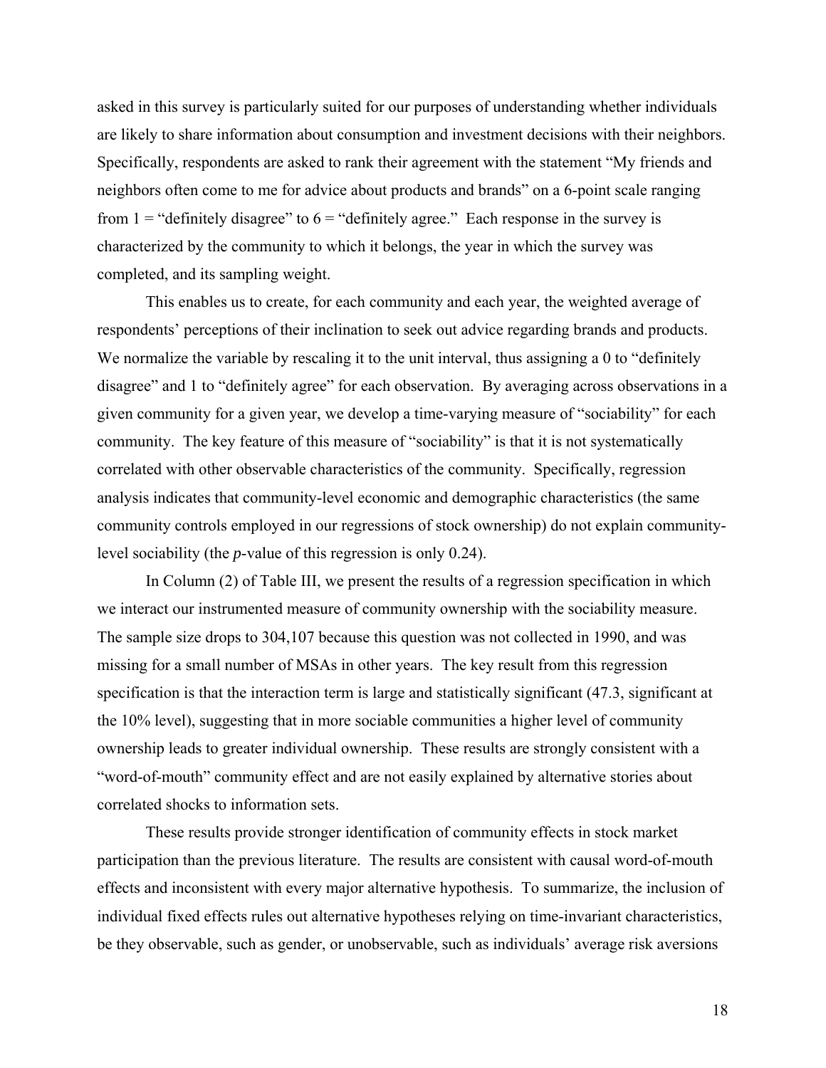asked in this survey is particularly suited for our purposes of understanding whether individuals are likely to share information about consumption and investment decisions with their neighbors. Specifically, respondents are asked to rank their agreement with the statement "My friends and neighbors often come to me for advice about products and brands" on a 6-point scale ranging from 1 = "definitely disagree" to 6 = "definitely agree." Each response in the survey is characterized by the community to which it belongs, the year in which the survey was completed, and its sampling weight.

This enables us to create, for each community and each year, the weighted average of respondents' perceptions of their inclination to seek out advice regarding brands and products. We normalize the variable by rescaling it to the unit interval, thus assigning a 0 to "definitely disagree" and 1 to "definitely agree" for each observation. By averaging across observations in a given community for a given year, we develop a time-varying measure of "sociability" for each community. The key feature of this measure of "sociability" is that it is not systematically correlated with other observable characteristics of the community. Specifically, regression analysis indicates that community-level economic and demographic characteristics (the same community controls employed in our regressions of stock ownership) do not explain community-level sociability (the *p*-value of this regression is only 0.24).

In Column (2) of Table III, we present the results of a regression specification in which we interact our instrumented measure of community ownership with the sociability measure. The sample size drops to 304,107 because this question was not collected in 1990, and was missing for a small number of MSAs in other years. The key result from this regression specification is that the interaction term is large and statistically significant (47.3, significant at the 10% level), suggesting that in more sociable communities a higher level of community ownership leads to greater individual ownership. These results are strongly consistent with a "word-of-mouth" community effect and are not easily explained by alternative stories about correlated shocks to information sets.

These results provide stronger identification of community effects in stock market participation than the previous literature. The results are consistent with causal word-of-mouth effects and inconsistent with every major alternative hypothesis. To summarize, the inclusion of individual fixed effects rules out alternative hypotheses relying on time-invariant characteristics, be they observable, such as gender, or unobservable, such as individuals' average risk aversions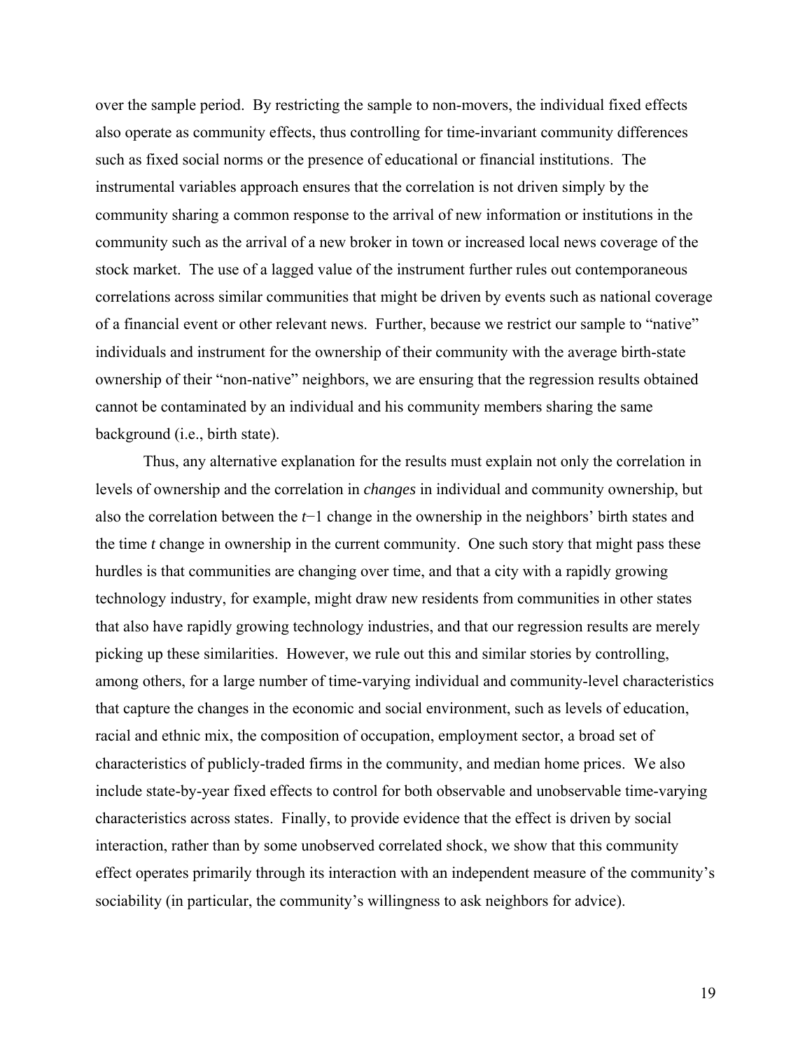over the sample period. By restricting the sample to non-movers, the individual fixed effects also operate as community effects, thus controlling for time-invariant community differences such as fixed social norms or the presence of educational or financial institutions. The instrumental variables approach ensures that the correlation is not driven simply by the community sharing a common response to the arrival of new information or institutions in the community such as the arrival of a new broker in town or increased local news coverage of the stock market. The use of a lagged value of the instrument further rules out contemporaneous correlations across similar communities that might be driven by events such as national coverage of a financial event or other relevant news. Further, because we restrict our sample to "native" individuals and instrument for the ownership of their community with the average birth-state ownership of their "non-native" neighbors, we are ensuring that the regression results obtained cannot be contaminated by an individual and his community members sharing the same background (i.e., birth state).

Thus, any alternative explanation for the results must explain not only the correlation in levels of ownership and the correlation in *changes* in individual and community ownership, but also the correlation between the $t-1$ change in the ownership in the neighbors' birth states and the time $t$ change in ownership in the current community. One such story that might pass these hurdles is that communities are changing over time, and that a city with a rapidly growing technology industry, for example, might draw new residents from communities in other states that also have rapidly growing technology industries, and that our regression results are merely picking up these similarities. However, we rule out this and similar stories by controlling, among others, for a large number of time-varying individual and community-level characteristics that capture the changes in the economic and social environment, such as levels of education, racial and ethnic mix, the composition of occupation, employment sector, a broad set of characteristics of publicly-traded firms in the community, and median home prices. We also include state-by-year fixed effects to control for both observable and unobservable time-varying characteristics across states. Finally, to provide evidence that the effect is driven by social interaction, rather than by some unobserved correlated shock, we show that this community effect operates primarily through its interaction with an independent measure of the community's sociability (in particular, the community's willingness to ask neighbors for advice).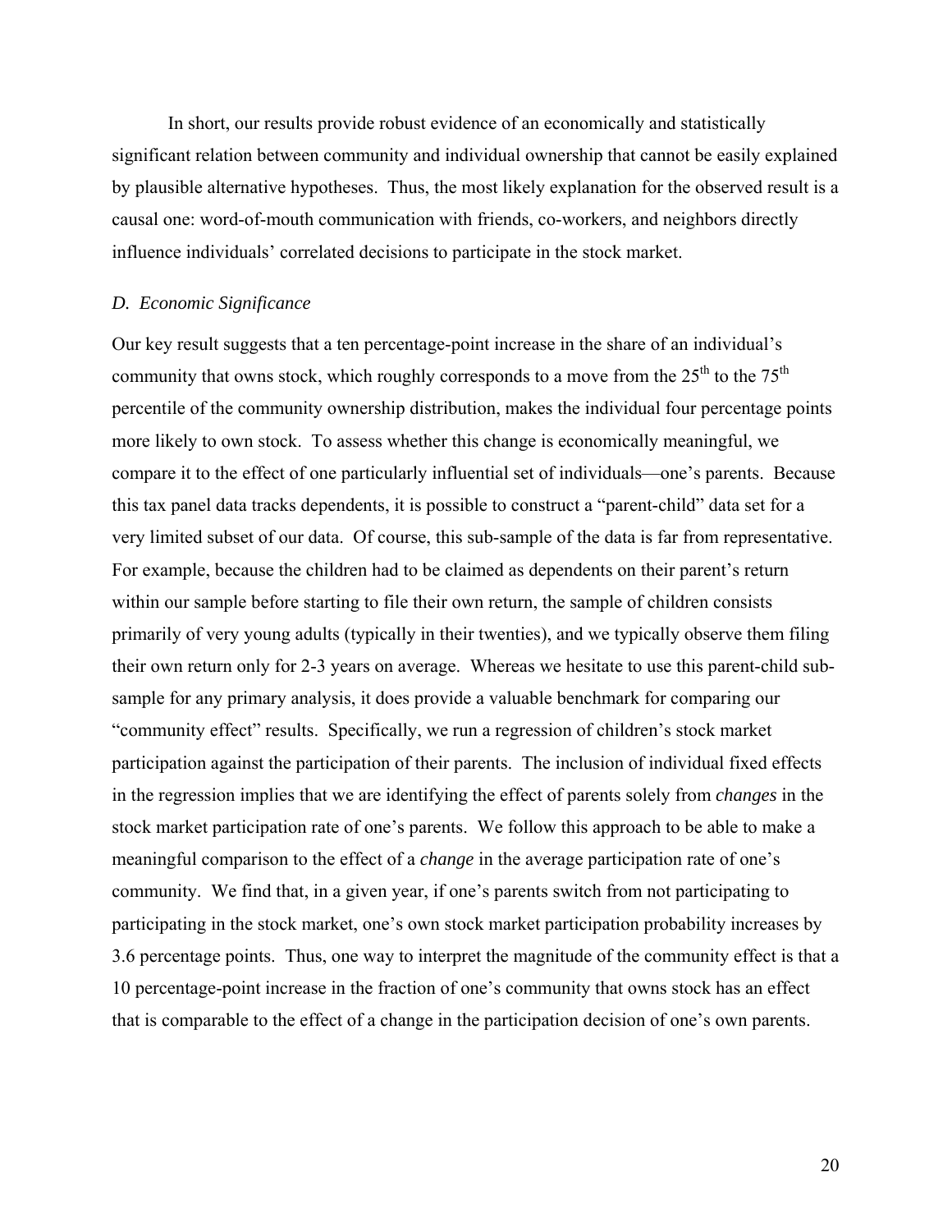In short, our results provide robust evidence of an economically and statistically significant relation between community and individual ownership that cannot be easily explained by plausible alternative hypotheses. Thus, the most likely explanation for the observed result is a causal one: word-of-mouth communication with friends, co-workers, and neighbors directly influence individuals' correlated decisions to participate in the stock market.

### *D. Economic Significance*

Our key result suggests that a ten percentage-point increase in the share of an individual's community that owns stock, which roughly corresponds to a move from the 25th to the 75th percentile of the community ownership distribution, makes the individual four percentage points more likely to own stock. To assess whether this change is economically meaningful, we compare it to the effect of one particularly influential set of individuals—one's parents. Because this tax panel data tracks dependents, it is possible to construct a "parent-child" data set for a very limited subset of our data. Of course, this sub-sample of the data is far from representative. For example, because the children had to be claimed as dependents on their parent's return within our sample before starting to file their own return, the sample of children consists primarily of very young adults (typically in their twenties), and we typically observe them filing their own return only for 2-3 years on average. Whereas we hesitate to use this parent-child sub-sample for any primary analysis, it does provide a valuable benchmark for comparing our "community effect" results. Specifically, we run a regression of children's stock market participation against the participation of their parents. The inclusion of individual fixed effects in the regression implies that we are identifying the effect of parents solely from *changes* in the stock market participation rate of one's parents. We follow this approach to be able to make a meaningful comparison to the effect of a *change* in the average participation rate of one's community. We find that, in a given year, if one's parents switch from not participating to participating in the stock market, one's own stock market participation probability increases by 3.6 percentage points. Thus, one way to interpret the magnitude of the community effect is that a 10 percentage-point increase in the fraction of one's community that owns stock has an effect that is comparable to the effect of a change in the participation decision of one's own parents.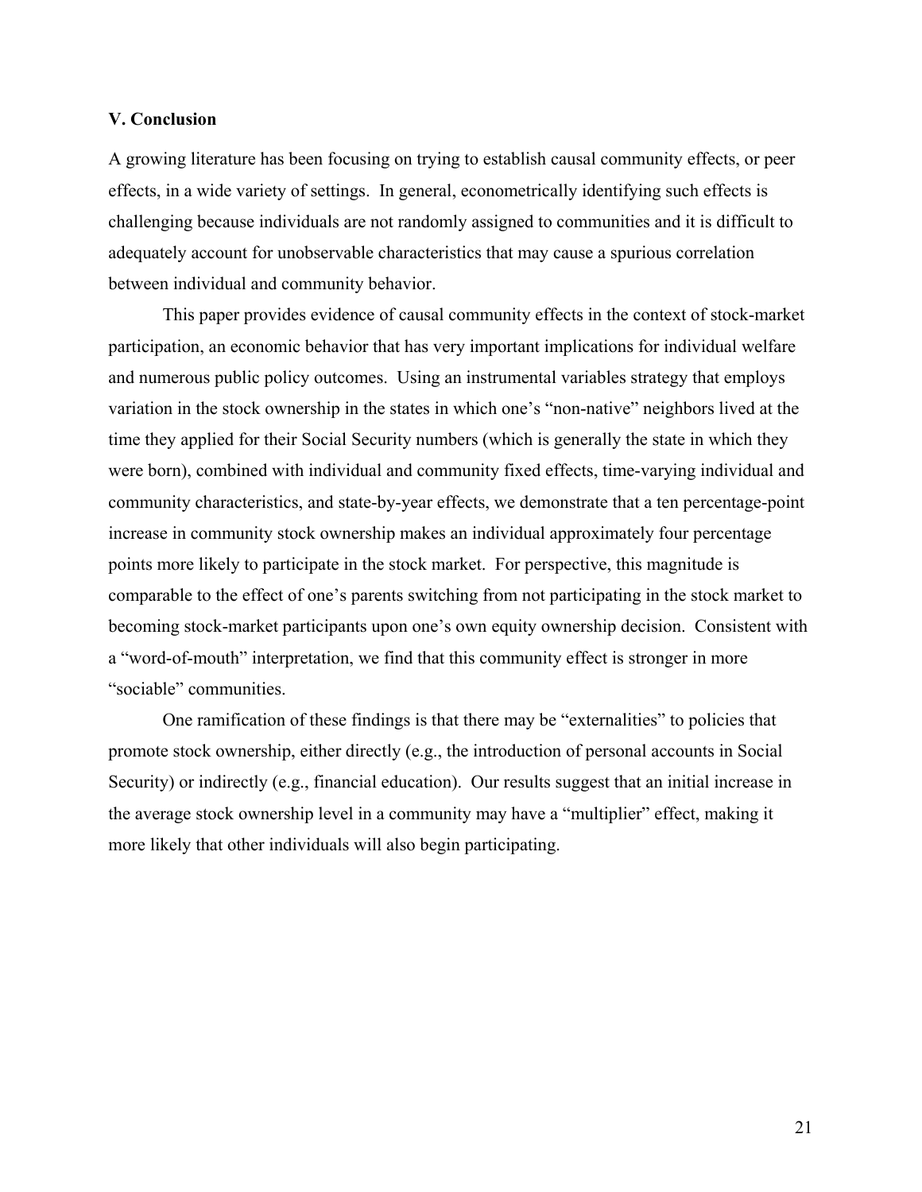## V. Conclusion

A growing literature has been focusing on trying to establish causal community effects, or peer effects, in a wide variety of settings. In general, econometrically identifying such effects is challenging because individuals are not randomly assigned to communities and it is difficult to adequately account for unobservable characteristics that may cause a spurious correlation between individual and community behavior.

This paper provides evidence of causal community effects in the context of stock-market participation, an economic behavior that has very important implications for individual welfare and numerous public policy outcomes. Using an instrumental variables strategy that employs variation in the stock ownership in the states in which one's "non-native" neighbors lived at the time they applied for their Social Security numbers (which is generally the state in which they were born), combined with individual and community fixed effects, time-varying individual and community characteristics, and state-by-year effects, we demonstrate that a ten percentage-point increase in community stock ownership makes an individual approximately four percentage points more likely to participate in the stock market. For perspective, this magnitude is comparable to the effect of one's parents switching from not participating in the stock market to becoming stock-market participants upon one's own equity ownership decision. Consistent with a "word-of-mouth" interpretation, we find that this community effect is stronger in more "sociable" communities.

One ramification of these findings is that there may be "externalities" to policies that promote stock ownership, either directly (e.g., the introduction of personal accounts in Social Security) or indirectly (e.g., financial education). Our results suggest that an initial increase in the average stock ownership level in a community may have a "multiplier" effect, making it more likely that other individuals will also begin participating.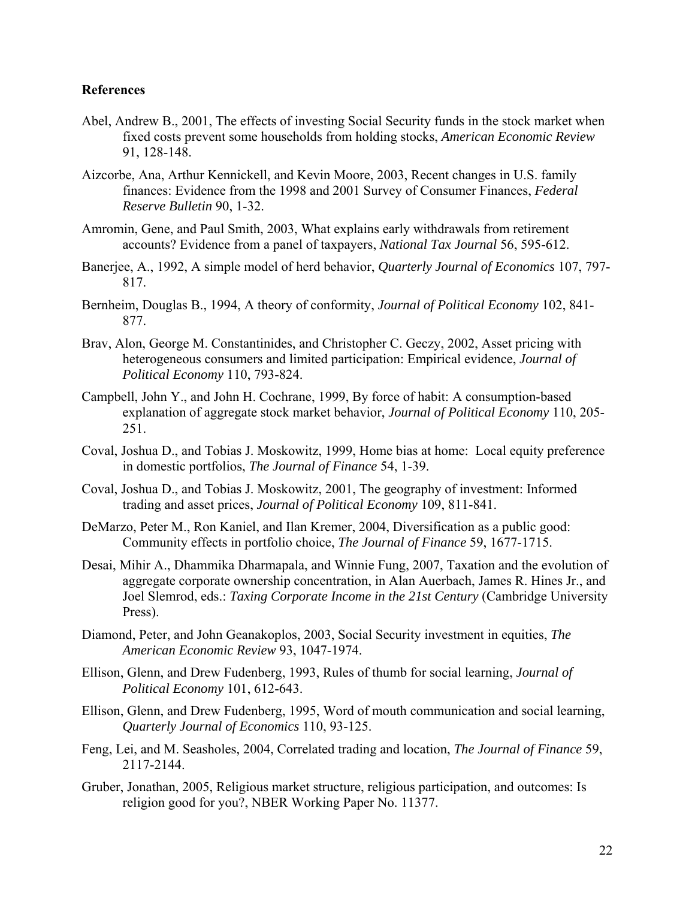**References**

Abel, Andrew B., 2001, The effects of investing Social Security funds in the stock market when fixed costs prevent some households from holding stocks, *American Economic Review* 91, 128-148.

Aizcorbe, Ana, Arthur Kennickell, and Kevin Moore, 2003, Recent changes in U.S. family finances: Evidence from the 1998 and 2001 Survey of Consumer Finances, *Federal Reserve Bulletin* 90, 1-32.

Amromin, Gene, and Paul Smith, 2003, What explains early withdrawals from retirement accounts? Evidence from a panel of taxpayers, *National Tax Journal* 56, 595-612.

Banerjee, A., 1992, A simple model of herd behavior, *Quarterly Journal of Economics* 107, 797-817.

Bernheim, Douglas B., 1994, A theory of conformity, *Journal of Political Economy* 102, 841-877.

Brav, Alon, George M. Constantinides, and Christopher C. Geczy, 2002, Asset pricing with heterogeneous consumers and limited participation: Empirical evidence, *Journal of Political Economy* 110, 793-824.

Campbell, John Y., and John H. Cochrane, 1999, By force of habit: A consumption-based explanation of aggregate stock market behavior, *Journal of Political Economy* 110, 205-251.

Coval, Joshua D., and Tobias J. Moskowitz, 1999, Home bias at home: Local equity preference in domestic portfolios, *The Journal of Finance* 54, 1-39.

Coval, Joshua D., and Tobias J. Moskowitz, 2001, The geography of investment: Informed trading and asset prices, *Journal of Political Economy* 109, 811-841.

DeMarzo, Peter M., Ron Kaniel, and Ilan Kremer, 2004, Diversification as a public good: Community effects in portfolio choice, *The Journal of Finance* 59, 1677-1715.

Desai, Mihir A., Dhammika Dharmapala, and Winnie Fung, 2007, Taxation and the evolution of aggregate corporate ownership concentration, in Alan Auerbach, James R. Hines Jr., and Joel Slemrod, eds.: *Taxing Corporate Income in the 21st Century* (Cambridge University Press).

Diamond, Peter, and John Geanakoplos, 2003, Social Security investment in equities, *The American Economic Review* 93, 1047-1974.

Ellison, Glenn, and Drew Fudenberg, 1993, Rules of thumb for social learning, *Journal of Political Economy* 101, 612-643.

Ellison, Glenn, and Drew Fudenberg, 1995, Word of mouth communication and social learning, *Quarterly Journal of Economics* 110, 93-125.

Feng, Lei, and M. Seasholes, 2004, Correlated trading and location, *The Journal of Finance* 59, 2117-2144.

Gruber, Jonathan, 2005, Religious market structure, religious participation, and outcomes: Is religion good for you?, NBER Working Paper No. 11377.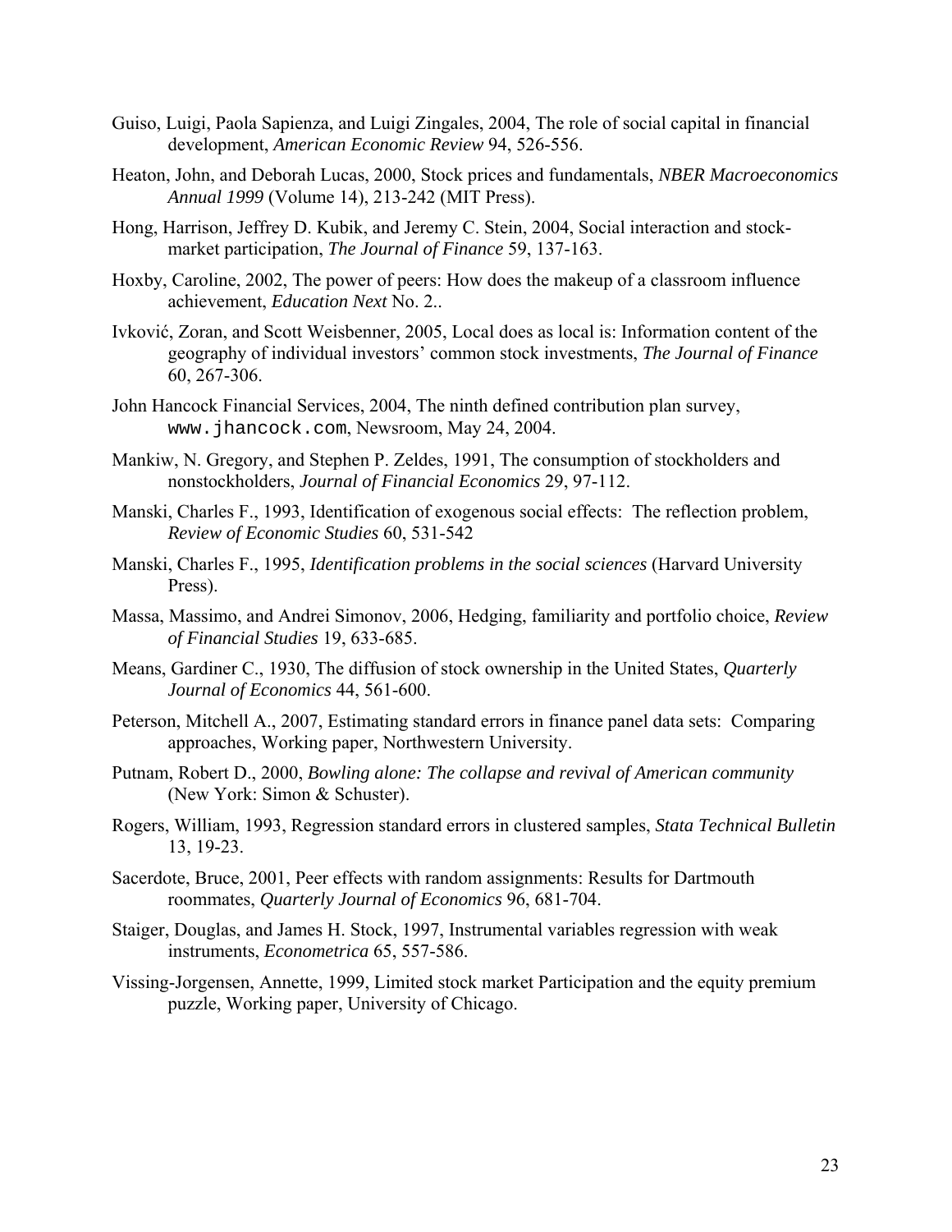Guiso, Luigi, Paola Sapienza, and Luigi Zingales, 2004, The role of social capital in financial development, *American Economic Review* 94, 526-556.

Heaton, John, and Deborah Lucas, 2000, Stock prices and fundamentals, *NBER Macroeconomics Annual 1999* (Volume 14), 213-242 (MIT Press).

Hong, Harrison, Jeffrey D. Kubik, and Jeremy C. Stein, 2004, Social interaction and stock-market participation, *The Journal of Finance* 59, 137-163.

Hoxby, Caroline, 2002, The power of peers: How does the makeup of a classroom influence achievement, *Education Next* No. 2..

Ivković, Zoran, and Scott Weisbenner, 2005, Local does as local is: Information content of the geography of individual investors' common stock investments, *The Journal of Finance* 60, 267-306.

John Hancock Financial Services, 2004, The ninth defined contribution plan survey, `www.jhancock.com`, Newsroom, May 24, 2004.

Mankiw, N. Gregory, and Stephen P. Zeldes, 1991, The consumption of stockholders and nonstockholders, *Journal of Financial Economics* 29, 97-112.

Manski, Charles F., 1993, Identification of exogenous social effects: The reflection problem, *Review of Economic Studies* 60, 531-542

Manski, Charles F., 1995, *Identification problems in the social sciences* (Harvard University Press).

Massa, Massimo, and Andrei Simonov, 2006, Hedging, familiarity and portfolio choice, *Review of Financial Studies* 19, 633-685.

Means, Gardiner C., 1930, The diffusion of stock ownership in the United States, *Quarterly Journal of Economics* 44, 561-600.

Peterson, Mitchell A., 2007, Estimating standard errors in finance panel data sets: Comparing approaches, Working paper, Northwestern University.

Putnam, Robert D., 2000, *Bowling alone: The collapse and revival of American community* (New York: Simon & Schuster).

Rogers, William, 1993, Regression standard errors in clustered samples, *Stata Technical Bulletin* 13, 19-23.

Sacerdote, Bruce, 2001, Peer effects with random assignments: Results for Dartmouth roommates, *Quarterly Journal of Economics* 96, 681-704.

Staiger, Douglas, and James H. Stock, 1997, Instrumental variables regression with weak instruments, *Econometrica* 65, 557-586.

Vissing-Jorgensen, Annette, 1999, Limited stock market Participation and the equity premium puzzle, Working paper, University of Chicago.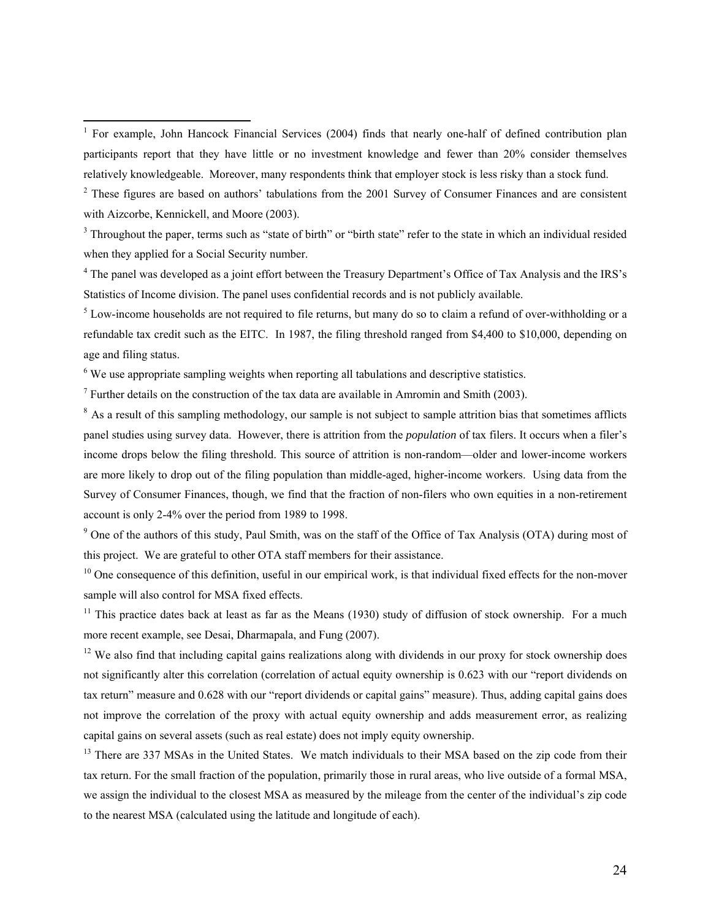[1] For example, John Hancock Financial Services (2004) finds that nearly one-half of defined contribution plan participants report that they have little or no investment knowledge and fewer than 20% consider themselves relatively knowledgeable. Moreover, many respondents think that employer stock is less risky than a stock fund.

[2] These figures are based on authors' tabulations from the 2001 Survey of Consumer Finances and are consistent with Aizcorbe, Kennickell, and Moore (2003).

[3] Throughout the paper, terms such as "state of birth" or "birth state" refer to the state in which an individual resided when they applied for a Social Security number.

[4] The panel was developed as a joint effort between the Treasury Department's Office of Tax Analysis and the IRS's Statistics of Income division. The panel uses confidential records and is not publicly available.

[5] Low-income households are not required to file returns, but many do so to claim a refund of over-withholding or a refundable tax credit such as the EITC. In 1987, the filing threshold ranged from $4,400 to $10,000, depending on age and filing status.

[6] We use appropriate sampling weights when reporting all tabulations and descriptive statistics.

[7] Further details on the construction of the tax data are available in Amromin and Smith (2003).

[8] As a result of this sampling methodology, our sample is not subject to sample attrition bias that sometimes afflicts panel studies using survey data. However, there is attrition from the *population* of tax filers. It occurs when a filer's income drops below the filing threshold. This source of attrition is non-random—older and lower-income workers are more likely to drop out of the filing population than middle-aged, higher-income workers. Using data from the Survey of Consumer Finances, though, we find that the fraction of non-filers who own equities in a non-retirement account is only 2-4% over the period from 1989 to 1998.

[9] One of the authors of this study, Paul Smith, was on the staff of the Office of Tax Analysis (OTA) during most of this project. We are grateful to other OTA staff members for their assistance.

[10] One consequence of this definition, useful in our empirical work, is that individual fixed effects for the non-mover sample will also control for MSA fixed effects.

[11] This practice dates back at least as far as the Means (1930) study of diffusion of stock ownership. For a much more recent example, see Desai, Dharmapala, and Fung (2007).

[12] We also find that including capital gains realizations along with dividends in our proxy for stock ownership does not significantly alter this correlation (correlation of actual equity ownership is 0.623 with our "report dividends on tax return" measure and 0.628 with our "report dividends or capital gains" measure). Thus, adding capital gains does not improve the correlation of the proxy with actual equity ownership and adds measurement error, as realizing capital gains on several assets (such as real estate) does not imply equity ownership.

[13] There are 337 MSAs in the United States. We match individuals to their MSA based on the zip code from their tax return. For the small fraction of the population, primarily those in rural areas, who live outside of a formal MSA, we assign the individual to the closest MSA as measured by the mileage from the center of the individual's zip code to the nearest MSA (calculated using the latitude and longitude of each).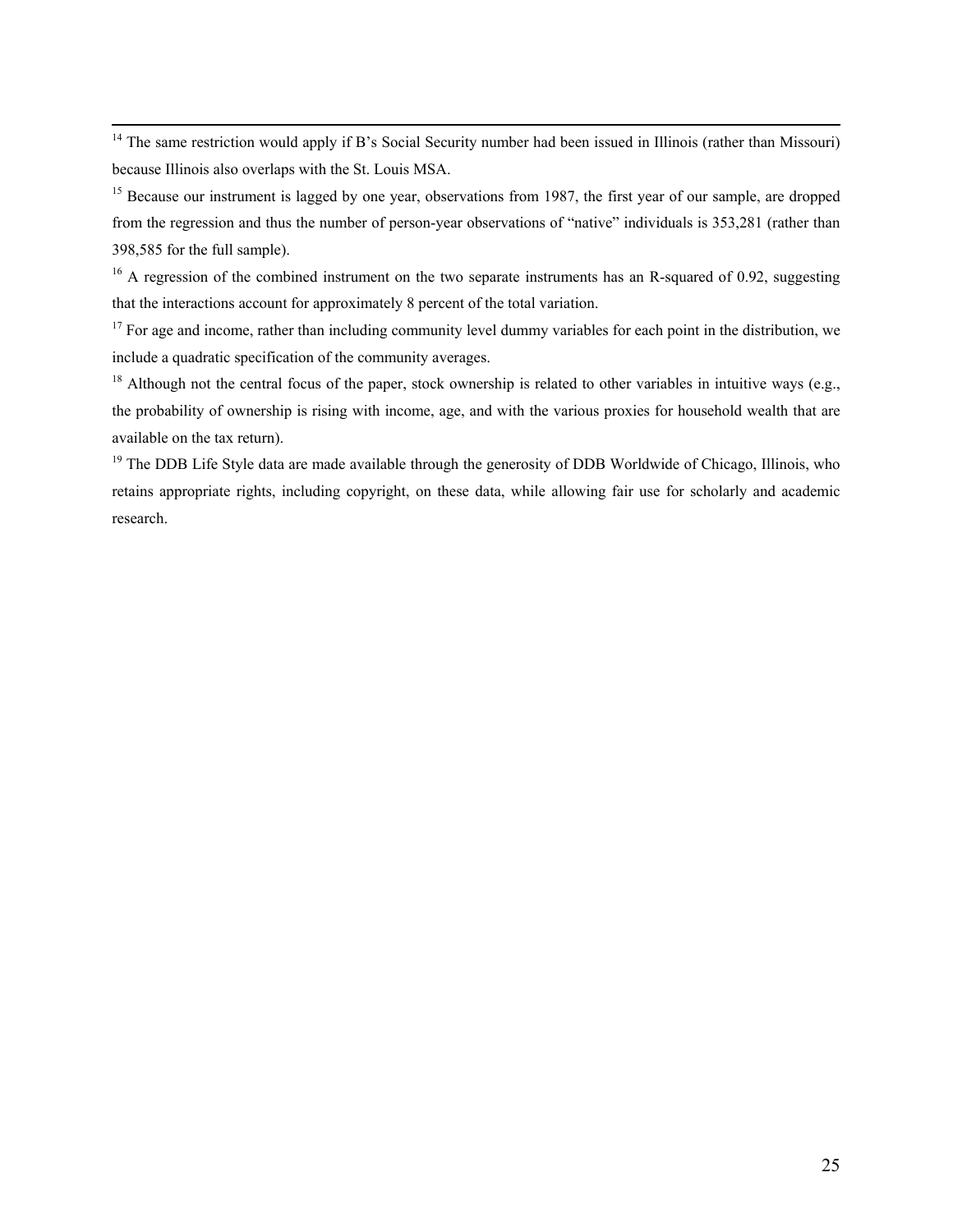[14] The same restriction would apply if B's Social Security number had been issued in Illinois (rather than Missouri) because Illinois also overlaps with the St. Louis MSA.

[15] Because our instrument is lagged by one year, observations from 1987, the first year of our sample, are dropped from the regression and thus the number of person-year observations of "native" individuals is 353,281 (rather than 398,585 for the full sample).

[16] A regression of the combined instrument on the two separate instruments has an R-squared of 0.92, suggesting that the interactions account for approximately 8 percent of the total variation.

[17] For age and income, rather than including community level dummy variables for each point in the distribution, we include a quadratic specification of the community averages.

[18] Although not the central focus of the paper, stock ownership is related to other variables in intuitive ways (e.g., the probability of ownership is rising with income, age, and with the various proxies for household wealth that are available on the tax return).

[19] The DDB Life Style data are made available through the generosity of DDB Worldwide of Chicago, Illinois, who retains appropriate rights, including copyright, on these data, while allowing fair use for scholarly and academic research.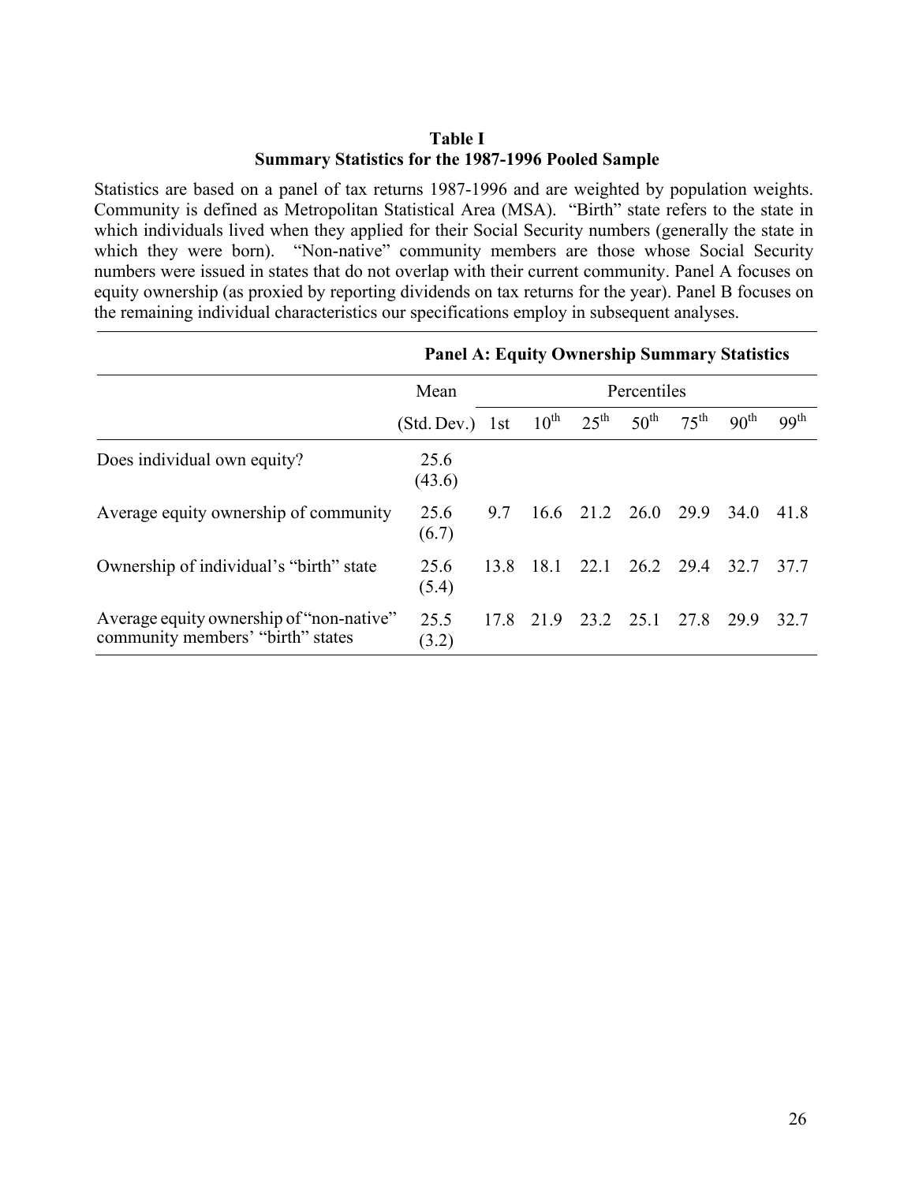**Table I**
**Summary Statistics for the 1987-1996 Pooled Sample**

Statistics are based on a panel of tax returns 1987-1996 and are weighted by population weights. Community is defined as Metropolitan Statistical Area (MSA). "Birth" state refers to the state in which individuals lived when they applied for their Social Security numbers (generally the state in which they were born). "Non-native" community members are those whose Social Security numbers were issued in states that do not overlap with their current community. Panel A focuses on equity ownership (as proxied by reporting dividends on tax returns for the year). Panel B focuses on the remaining individual characteristics our specifications employ in subsequent analyses.

| | **Panel A: Equity Ownership Summary Statistics** | | | | | | | |
|---|---|---|---|---|---|---|---|---|
| | Mean | Percentiles | | | | | | |
| | (Std. Dev.) | 1st | 10th | 25th | 50th | 75th | 90th | 99th |
| Does individual own equity? | 25.6 (43.6) | | | | | | | |
| Average equity ownership of community | 25.6 (6.7) | 9.7 | 16.6 | 21.2 | 26.0 | 29.9 | 34.0 | 41.8 |
| Ownership of individual's "birth" state | 25.6 (5.4) | 13.8 | 18.1 | 22.1 | 26.2 | 29.4 | 32.7 | 37.7 |
| Average equity ownership of "non-native" community members' "birth" states | 25.5 (3.2) | 17.8 | 21.9 | 23.2 | 25.1 | 27.8 | 29.9 | 32.7 |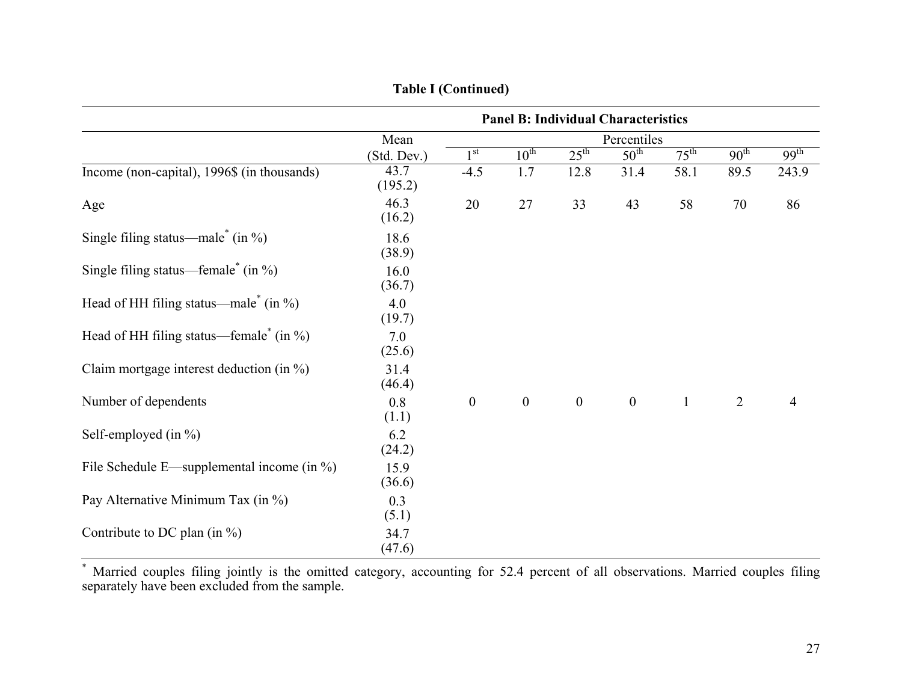**Table I (Continued)**

| | Mean (Std. Dev.) | Percentiles | | | | | | |
|---|---|---|---|---|---|---|---|---|
| | | 1st | 10th | 25th | 50th | 75th | 90th | 99th |
| **Panel B: Individual Characteristics** | | | | | | | | |
| Income (non-capital), 1996$ (in thousands) | 43.7 (195.2) | -4.5 | 1.7 | 12.8 | 31.4 | 58.1 | 89.5 | 243.9 |
| Age | 46.3 (16.2) | 20 | 27 | 33 | 43 | 58 | 70 | 86 |
| Single filing status—male* (in %) | 18.6 (38.9) | | | | | | | |
| Single filing status—female* (in %) | 16.0 (36.7) | | | | | | | |
| Head of HH filing status—male* (in %) | 4.0 (19.7) | | | | | | | |
| Head of HH filing status—female* (in %) | 7.0 (25.6) | | | | | | | |
| Claim mortgage interest deduction (in %) | 31.4 (46.4) | | | | | | | |
| Number of dependents | 0.8 (1.1) | 0 | 0 | 0 | 0 | 1 | 2 | 4 |
| Self-employed (in %) | 6.2 (24.2) | | | | | | | |
| File Schedule E—supplemental income (in %) | 15.9 (36.6) | | | | | | | |
| Pay Alternative Minimum Tax (in %) | 0.3 (5.1) | | | | | | | |
| Contribute to DC plan (in %) | 34.7 (47.6) | | | | | | | |

* Married couples filing jointly is the omitted category, accounting for 52.4 percent of all observations. Married couples filing separately have been excluded from the sample.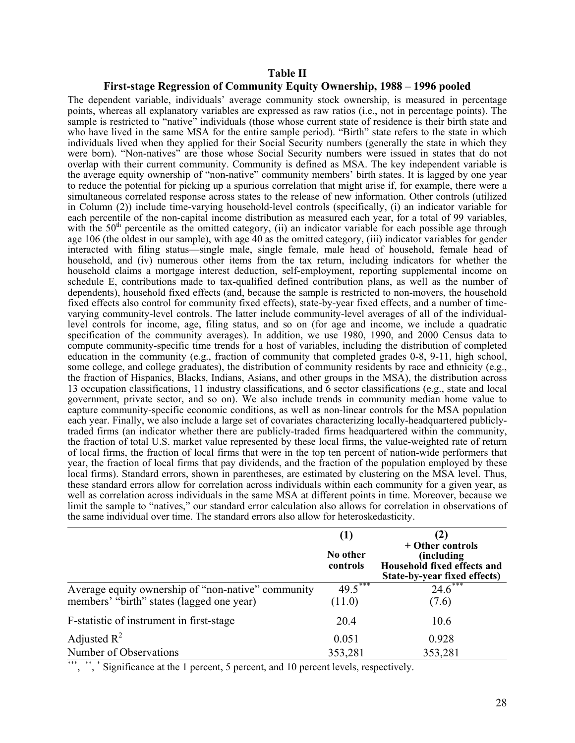## Table II

### First-stage Regression of Community Equity Ownership, 1988 – 1996 pooled

The dependent variable, individuals' average community stock ownership, is measured in percentage points, whereas all explanatory variables are expressed as raw ratios (i.e., not in percentage points). The sample is restricted to "native" individuals (those whose current state of residence is their birth state and who have lived in the same MSA for the entire sample period). "Birth" state refers to the state in which individuals lived when they applied for their Social Security numbers (generally the state in which they were born). "Non-natives" are those whose Social Security numbers were issued in states that do not overlap with their current community. Community is defined as MSA. The key independent variable is the average equity ownership of "non-native" community members' birth states. It is lagged by one year to reduce the potential for picking up a spurious correlation that might arise if, for example, there were a simultaneous correlated response across states to the release of new information. Other controls (utilized in Column (2)) include time-varying household-level controls (specifically, (i) an indicator variable for each percentile of the non-capital income distribution as measured each year, for a total of 99 variables, with the 50th percentile as the omitted category, (ii) an indicator variable for each possible age through age 106 (the oldest in our sample), with age 40 as the omitted category, (iii) indicator variables for gender interacted with filing status—single male, single female, male head of household, female head of household, and (iv) numerous other items from the tax return, including indicators for whether the household claims a mortgage interest deduction, self-employment, reporting supplemental income on schedule E, contributions made to tax-qualified defined contribution plans, as well as the number of dependents), household fixed effects (and, because the sample is restricted to non-movers, the household fixed effects also control for community fixed effects), state-by-year fixed effects, and a number of time-varying community-level controls. The latter include community-level averages of all of the individual-level controls for income, age, filing status, and so on (for age and income, we include a quadratic specification of the community averages). In addition, we use 1980, 1990, and 2000 Census data to compute community-specific time trends for a host of variables, including the distribution of completed education in the community (e.g., fraction of community that completed grades 0-8, 9-11, high school, some college, and college graduates), the distribution of community residents by race and ethnicity (e.g., the fraction of Hispanics, Blacks, Indians, Asians, and other groups in the MSA), the distribution across 13 occupation classifications, 11 industry classifications, and 6 sector classifications (e.g., state and local government, private sector, and so on). We also include trends in community median home value to capture community-specific economic conditions, as well as non-linear controls for the MSA population each year. Finally, we also include a large set of covariates characterizing locally-headquartered publicly-traded firms (an indicator whether there are publicly-traded firms headquartered within the community, the fraction of total U.S. market value represented by these local firms, the value-weighted rate of return of local firms, the fraction of local firms that were in the top ten percent of nation-wide performers that year, the fraction of local firms that pay dividends, and the fraction of the population employed by these local firms). Standard errors, shown in parentheses, are estimated by clustering on the MSA level. Thus, these standard errors allow for correlation across individuals within each community for a given year, as well as correlation across individuals in the same MSA at different points in time. Moreover, because we limit the sample to "natives," our standard error calculation also allows for correlation in observations of the same individual over time. The standard errors also allow for heteroskedasticity.

| | (1) No other controls | (2) + Other controls (including Household fixed effects and State-by-year fixed effects) |
|---|---|---|
| Average equity ownership of "non-native" community members' "birth" states (lagged one year) | 49.5*** <br> (11.0) | 24.6*** <br> (7.6) |
| F-statistic of instrument in first-stage | 20.4 | 10.6 |
| Adjusted $R^2$ | 0.051 | 0.928 |
| Number of Observations | 353,281 | 353,281 |

***, **, * Significance at the 1 percent, 5 percent, and 10 percent levels, respectively.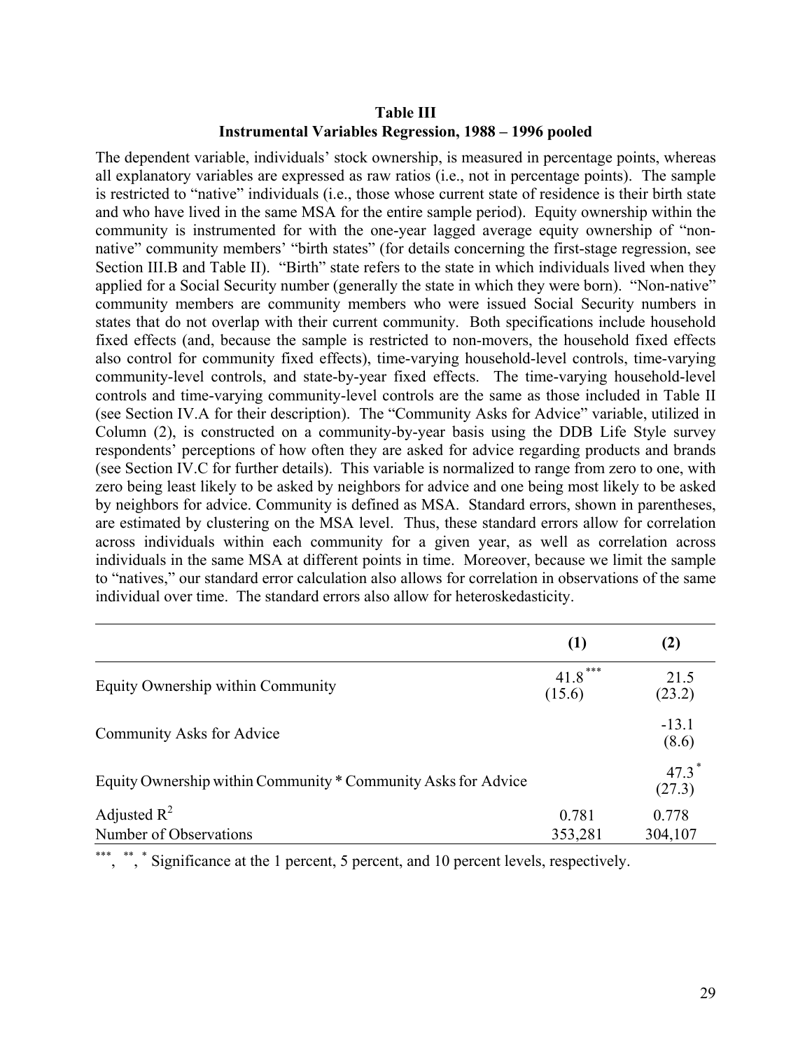**Table III**
**Instrumental Variables Regression, 1988 – 1996 pooled**

The dependent variable, individuals' stock ownership, is measured in percentage points, whereas all explanatory variables are expressed as raw ratios (i.e., not in percentage points). The sample is restricted to "native" individuals (i.e., those whose current state of residence is their birth state and who have lived in the same MSA for the entire sample period). Equity ownership within the community is instrumented for with the one-year lagged average equity ownership of "non-native" community members' "birth states" (for details concerning the first-stage regression, see Section III.B and Table II). "Birth" state refers to the state in which individuals lived when they applied for a Social Security number (generally the state in which they were born). "Non-native" community members are community members who were issued Social Security numbers in states that do not overlap with their current community. Both specifications include household fixed effects (and, because the sample is restricted to non-movers, the household fixed effects also control for community fixed effects), time-varying household-level controls, time-varying community-level controls, and state-by-year fixed effects. The time-varying household-level controls and time-varying community-level controls are the same as those included in Table II (see Section IV.A for their description). The "Community Asks for Advice" variable, utilized in Column (2), is constructed on a community-by-year basis using the DDB Life Style survey respondents' perceptions of how often they are asked for advice regarding products and brands (see Section IV.C for further details). This variable is normalized to range from zero to one, with zero being least likely to be asked by neighbors for advice and one being most likely to be asked by neighbors for advice. Community is defined as MSA. Standard errors, shown in parentheses, are estimated by clustering on the MSA level. Thus, these standard errors allow for correlation across individuals within each community for a given year, as well as correlation across individuals in the same MSA at different points in time. Moreover, because we limit the sample to "natives," our standard error calculation also allows for correlation in observations of the same individual over time. The standard errors also allow for heteroskedasticity.

| | (1) | (2) |
|---|---|---|
| Equity Ownership within Community | 41.8*** (15.6) | 21.5 (23.2) |
| Community Asks for Advice | | -13.1 (8.6) |
| Equity Ownership within Community * Community Asks for Advice | | 47.3* (27.3) |
| Adjusted $R^2$ | 0.781 | 0.778 |
| Number of Observations | 353,281 | 304,107 |

***, **, * Significance at the 1 percent, 5 percent, and 10 percent levels, respectively.